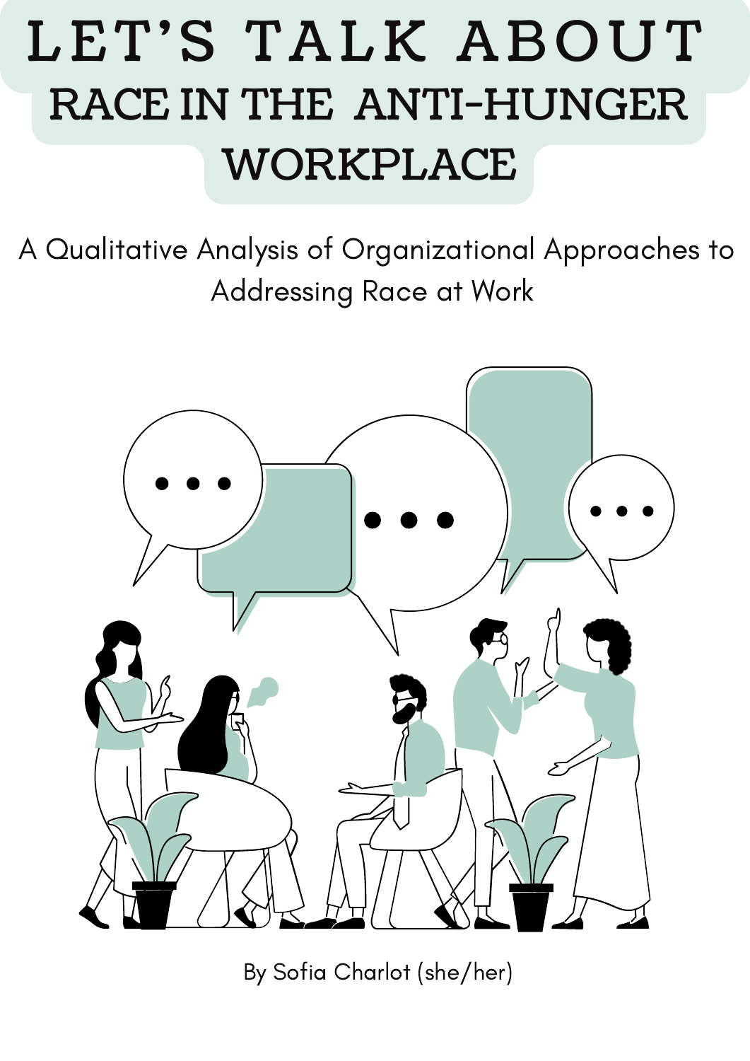# LET'S TALK ABOUT RACE IN THE ANTI-HUNGER WORKPLACE

A Qualitative Analysis of Organizational Approaches to Addressing Race at Work

By Sofia Charlot (she/her)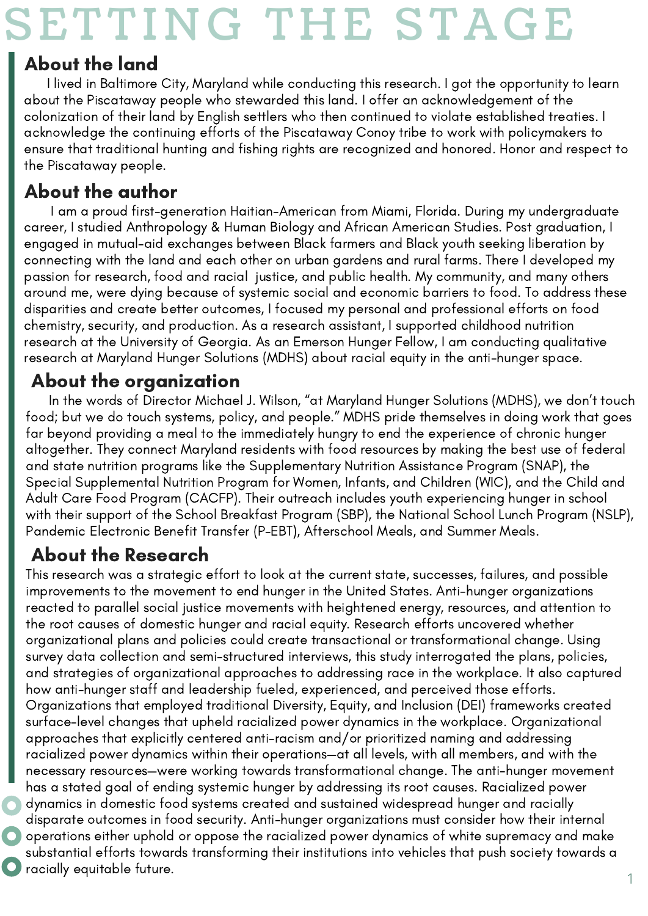# SETTING THE STAGE

## About the land

I lived in Baltimore City, Maryland while conducting this research. I got the opportunity to learn about the Piscataway people who stewarded this land. I offer an acknowledgement of the colonization of their land by English settlers who then continued to violate established treaties. I acknowledge the continuing efforts of the Piscataway Conoy tribe to work with policymakers to ensure that traditional hunting and fishing rights are recognized and honored. Honor and respect to the Piscataway people.

## About the author

I am a proud first-generation Haitian-American from Miami, Florida. During my undergraduate career, I studied Anthropology & Human Biology and African American Studies. Post graduation, I engaged in mutual-aid exchanges between Black farmers and Black youth seeking liberation by connecting with the land and each other on urban gardens and rural farms. There I developed my passion for research, food and racial justice, and public health. My community, and many others around me, were dying because of systemic social and economic barriers to food. To address these disparities and create better outcomes, I focused my personal and professional efforts on food chemistry, security, and production. As a research assistant, I supported childhood nutrition research at the University of Georgia. As an Emerson Hunger Fellow, I am conducting qualitative research at Maryland Hunger Solutions (MDHS) about racial equity in the anti-hunger space.

## About the organization

In the words of Director Michael J. Wilson, "at Maryland Hunger Solutions (MDHS), we don't touch food; but we do touch systems, policy, and people." MDHS pride themselves in doing work that goes far beyond providing a meal to the immediately hungry to end the experience of chronic hunger altogether. They connect Maryland residents with food resources by making the best use of federal and state nutrition programs like the Supplementary Nutrition Assistance Program (SNAP), the Special Supplemental Nutrition Program for Women, Infants, and Children (WIC), and the Child and Adult Care Food Program (CACFP). Their outreach includes youth experiencing hunger in school with their support of the School Breakfast Program (SBP), the National School Lunch Program (NSLP), Pandemic Electronic Benefit Transfer (P-EBT), Afterschool Meals, and Summer Meals.

## About the Research

This research was a strategic effort to look at the current state, successes, failures, and possible improvements to the movement to end hunger in the United States. Anti-hunger organizations reacted to parallel social justice movements with heightened energy, resources, and attention to the root causes of domestic hunger and racial equity. Research efforts uncovered whether organizational plans and policies could create transactional or transformational change. Using survey data collection and semi-structured interviews, this study interrogated the plans, policies, and strategies of organizational approaches to addressing race in the workplace. It also captured how anti-hunger staff and leadership fueled, experienced, and perceived those efforts. Organizations that employed traditional Diversity, Equity, and Inclusion (DEI) frameworks created surface-level changes that upheld racialized power dynamics in the workplace. Organizational approaches that explicitly centered anti-racism and/or prioritized naming and addressing racialized power dynamics within their operations—at all levels, with all members, and with the necessary resources—were working towards transformational change. The anti-hunger movement has a stated goal of ending systemic hunger by addressing its root causes. Racialized power dynamics in domestic food systems created and sustained widespread hunger and racially disparate outcomes in food security. Anti-hunger organizations must consider how their internal operations either uphold or oppose the racialized power dynamics of white supremacy and make substantial efforts towards transforming their institutions into vehicles that push society towards a racially equitable future.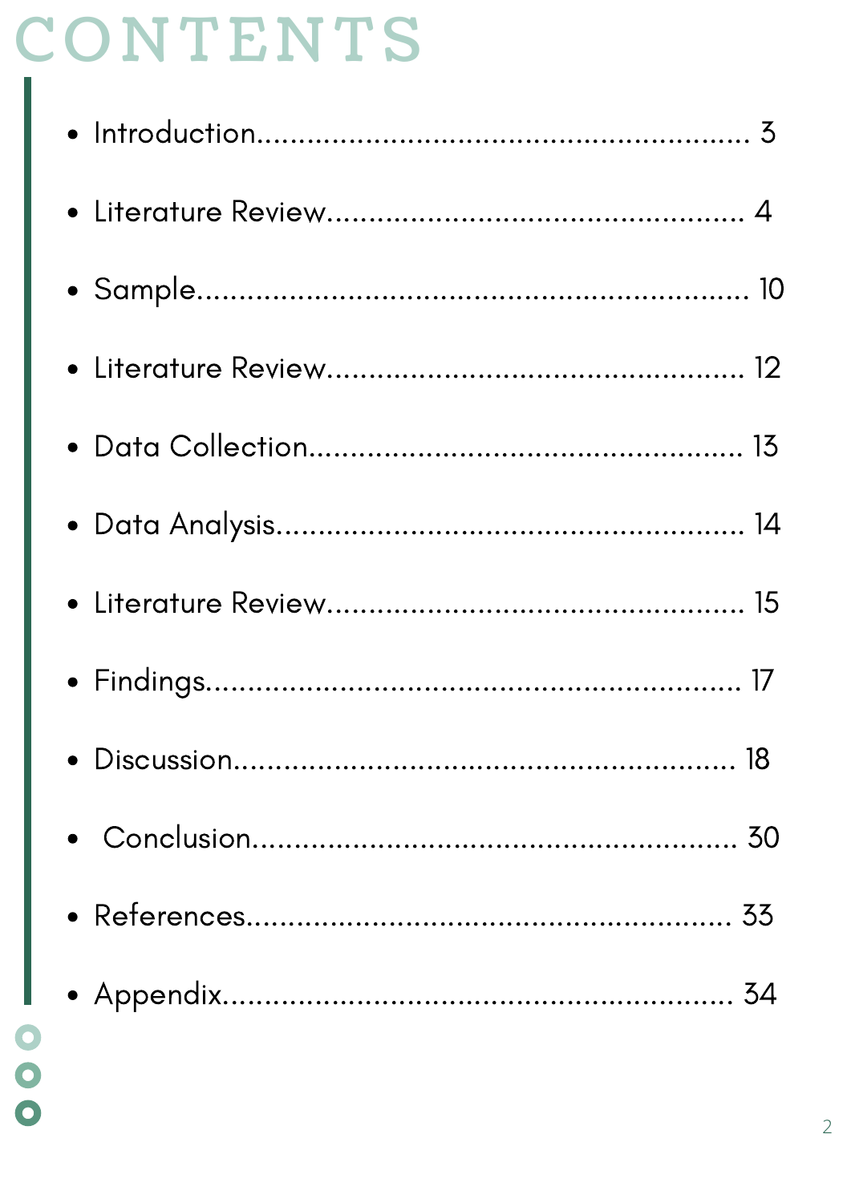# CONTENTS

- Introduction........................................................ 3
- Literature Review................................................ 4
- Sample............................................................... 10
- Literature Review................................................ 12
- Data Collection.................................................. 13
- Data Analysis..................................................... 14
- Literature Review................................................ 15
- Findings............................................................. 17
- Discussion.......................................................... 18
- Conclusion......................................................... 30
- References......................................................... 33
- Appendix............................................................ 34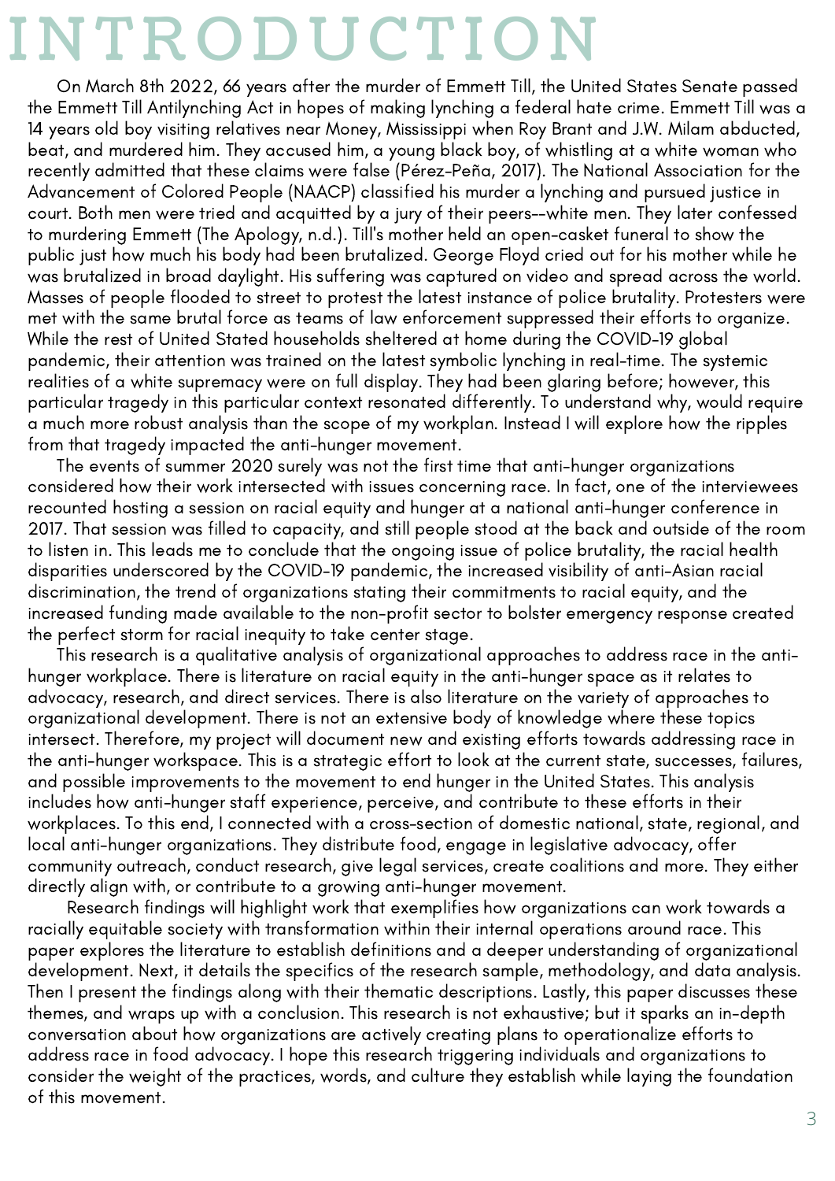# INTRODUCTION

On March 8th 2022, 66 years after the murder of Emmett Till, the United States Senate passed the Emmett Till Antilynching Act in hopes of making lynching a federal hate crime. Emmett Till was a 14 years old boy visiting relatives near Money, Mississippi when Roy Brant and J.W. Milam abducted, beat, and murdered him. They accused him, a young black boy, of whistling at a white woman who recently admitted that these claims were false (Pérez-Peña, 2017). The National Association for the Advancement of Colored People (NAACP) classified his murder a lynching and pursued justice in court. Both men were tried and acquitted by a jury of their peers--white men. They later confessed to murdering Emmett (The Apology, n.d.). Till's mother held an open-casket funeral to show the public just how much his body had been brutalized. George Floyd cried out for his mother while he was brutalized in broad daylight. His suffering was captured on video and spread across the world. Masses of people flooded to street to protest the latest instance of police brutality. Protesters were met with the same brutal force as teams of law enforcement suppressed their efforts to organize. While the rest of United Stated households sheltered at home during the COVID-19 global pandemic, their attention was trained on the latest symbolic lynching in real-time. The systemic realities of a white supremacy were on full display. They had been glaring before; however, this particular tragedy in this particular context resonated differently. To understand why, would require a much more robust analysis than the scope of my workplan. Instead I will explore how the ripples from that tragedy impacted the anti-hunger movement.

The events of summer 2020 surely was not the first time that anti-hunger organizations considered how their work intersected with issues concerning race. In fact, one of the interviewees recounted hosting a session on racial equity and hunger at a national anti-hunger conference in 2017. That session was filled to capacity, and still people stood at the back and outside of the room to listen in. This leads me to conclude that the ongoing issue of police brutality, the racial health disparities underscored by the COVID-19 pandemic, the increased visibility of anti-Asian racial discrimination, the trend of organizations stating their commitments to racial equity, and the increased funding made available to the non-profit sector to bolster emergency response created the perfect storm for racial inequity to take center stage.

This research is a qualitative analysis of organizational approaches to address race in the anti-hunger workplace. There is literature on racial equity in the anti-hunger space as it relates to advocacy, research, and direct services. There is also literature on the variety of approaches to organizational development. There is not an extensive body of knowledge where these topics intersect. Therefore, my project will document new and existing efforts towards addressing race in the anti-hunger workspace. This is a strategic effort to look at the current state, successes, failures, and possible improvements to the movement to end hunger in the United States. This analysis includes how anti-hunger staff experience, perceive, and contribute to these efforts in their workplaces. To this end, I connected with a cross-section of domestic national, state, regional, and local anti-hunger organizations. They distribute food, engage in legislative advocacy, offer community outreach, conduct research, give legal services, create coalitions and more. They either directly align with, or contribute to a growing anti-hunger movement.

Research findings will highlight work that exemplifies how organizations can work towards a racially equitable society with transformation within their internal operations around race. This paper explores the literature to establish definitions and a deeper understanding of organizational development. Next, it details the specifics of the research sample, methodology, and data analysis. Then I present the findings along with their thematic descriptions. Lastly, this paper discusses these themes, and wraps up with a conclusion. This research is not exhaustive; but it sparks an in-depth conversation about how organizations are actively creating plans to operationalize efforts to address race in food advocacy. I hope this research triggering individuals and organizations to consider the weight of the practices, words, and culture they establish while laying the foundation of this movement.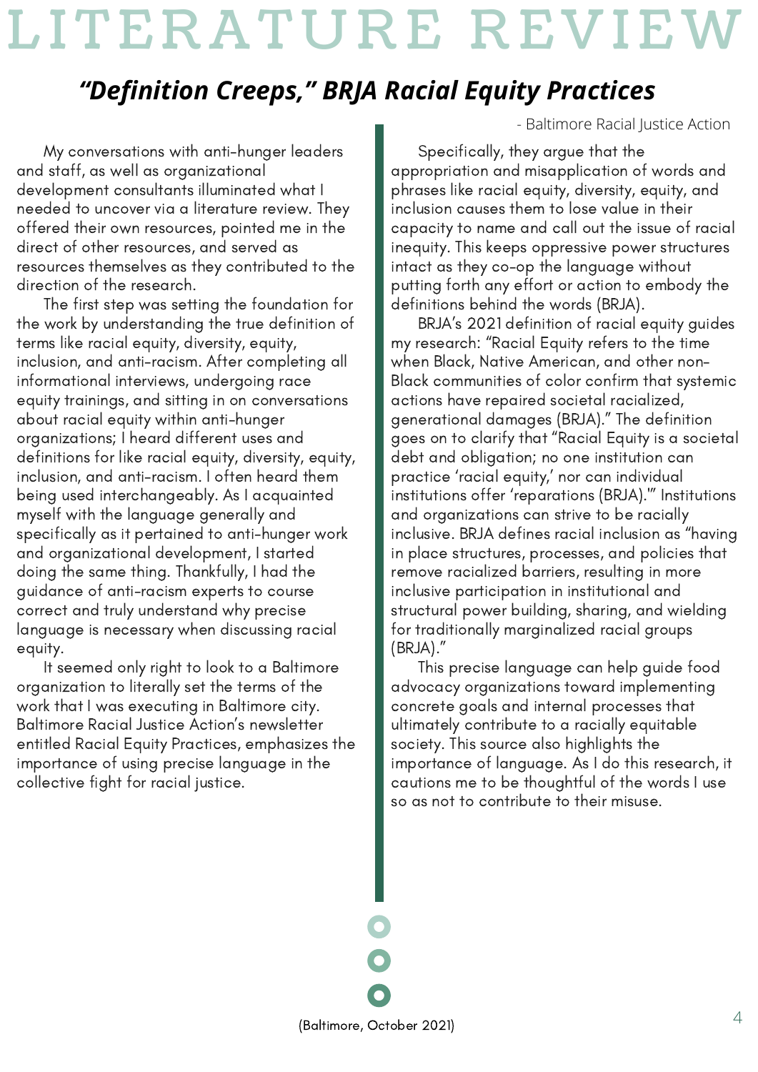# LITERATURE REVIEW

## *"Definition Creeps," BRJA Racial Equity Practices*

- Baltimore Racial Justice Action

My conversations with anti-hunger leaders and staff, as well as organizational development consultants illuminated what I needed to uncover via a literature review. They offered their own resources, pointed me in the direct of other resources, and served as resources themselves as they contributed to the direction of the research.

The first step was setting the foundation for the work by understanding the true definition of terms like racial equity, diversity, equity, inclusion, and anti-racism. After completing all informational interviews, undergoing race equity trainings, and sitting in on conversations about racial equity within anti-hunger organizations; I heard different uses and definitions for like racial equity, diversity, equity, inclusion, and anti-racism. I often heard them being used interchangeably. As I acquainted myself with the language generally and specifically as it pertained to anti-hunger work and organizational development, I started doing the same thing. Thankfully, I had the guidance of anti-racism experts to course correct and truly understand why precise language is necessary when discussing racial equity.

It seemed only right to look to a Baltimore organization to literally set the terms of the work that I was executing in Baltimore city. Baltimore Racial Justice Action's newsletter entitled Racial Equity Practices, emphasizes the importance of using precise language in the collective fight for racial justice.

Specifically, they argue that the appropriation and misapplication of words and phrases like racial equity, diversity, equity, and inclusion causes them to lose value in their capacity to name and call out the issue of racial inequity. This keeps oppressive power structures intact as they co-op the language without putting forth any effort or action to embody the definitions behind the words (BRJA).

BRJA's 2021 definition of racial equity guides my research: "Racial Equity refers to the time when Black, Native American, and other non-Black communities of color confirm that systemic actions have repaired societal racialized, generational damages (BRJA)." The definition goes on to clarify that "Racial Equity is a societal debt and obligation; no one institution can practice 'racial equity,' nor can individual institutions offer 'reparations (BRJA).'" Institutions and organizations can strive to be racially inclusive. BRJA defines racial inclusion as "having in place structures, processes, and policies that remove racialized barriers, resulting in more inclusive participation in institutional and structural power building, sharing, and wielding for traditionally marginalized racial groups (BRJA)."

This precise language can help guide food advocacy organizations toward implementing concrete goals and internal processes that ultimately contribute to a racially equitable society. This source also highlights the importance of language. As I do this research, it cautions me to be thoughtful of the words I use so as not to contribute to their misuse.

(Baltimore, October 2021)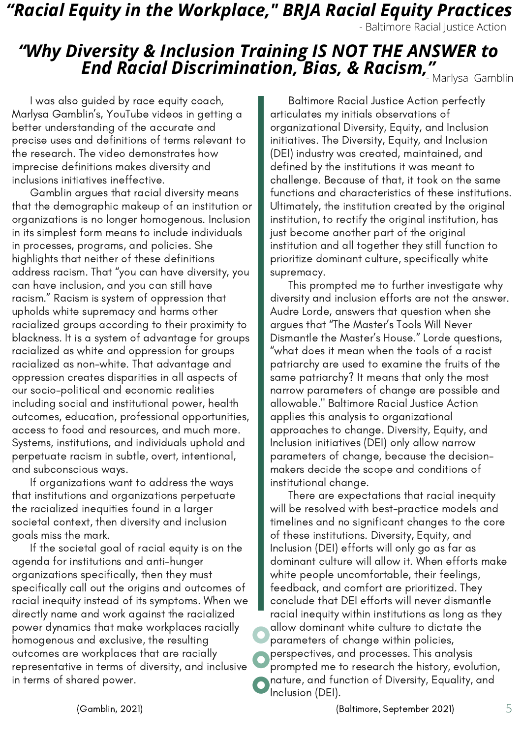## *"Racial Equity in the Workplace," BRJA Racial Equity Practices*

- Baltimore Racial Justice Action

## *"Why Diversity & Inclusion Training IS NOT THE ANSWER to End Racial Discrimination, Bias, & Racism,"*

- Marlysa Gamblin

I was also guided by race equity coach, Marlysa Gamblin's, YouTube videos in getting a better understanding of the accurate and precise uses and definitions of terms relevant to the research. The video demonstrates how imprecise definitions makes diversity and inclusions initiatives ineffective.

Gamblin argues that racial diversity means that the demographic makeup of an institution or organizations is no longer homogenous. Inclusion in its simplest form means to include individuals in processes, programs, and policies. She highlights that neither of these definitions address racism. That "you can have diversity, you can have inclusion, and you can still have racism." Racism is system of oppression that upholds white supremacy and harms other racialized groups according to their proximity to blackness. It is a system of advantage for groups racialized as white and oppression for groups racialized as non-white. That advantage and oppression creates disparities in all aspects of our socio-political and economic realities including social and institutional power, health outcomes, education, professional opportunities, access to food and resources, and much more. Systems, institutions, and individuals uphold and perpetuate racism in subtle, overt, intentional, and subconscious ways.

If organizations want to address the ways that institutions and organizations perpetuate the racialized inequities found in a larger societal context, then diversity and inclusion goals miss the mark.

If the societal goal of racial equity is on the agenda for institutions and anti-hunger organizations specifically, then they must specifically call out the origins and outcomes of racial inequity instead of its symptoms. When we directly name and work against the racialized power dynamics that make workplaces racially homogenous and exclusive, the resulting outcomes are workplaces that are racially representative in terms of diversity, and inclusive in terms of shared power.

(Gamblin, 2021)

Baltimore Racial Justice Action perfectly articulates my initials observations of organizational Diversity, Equity, and Inclusion initiatives. The Diversity, Equity, and Inclusion (DEI) industry was created, maintained, and defined by the institutions it was meant to challenge. Because of that, it took on the same functions and characteristics of these institutions. Ultimately, the institution created by the original institution, to rectify the original institution, has just become another part of the original institution and all together they still function to prioritize dominant culture, specifically white supremacy.

This prompted me to further investigate why diversity and inclusion efforts are not the answer. Audre Lorde, answers that question when she argues that "The Master's Tools Will Never Dismantle the Master's House." Lorde questions, "what does it mean when the tools of a racist patriarchy are used to examine the fruits of the same patriarchy? It means that only the most narrow parameters of change are possible and allowable." Baltimore Racial Justice Action applies this analysis to organizational approaches to change. Diversity, Equity, and Inclusion initiatives (DEI) only allow narrow parameters of change, because the decision-makers decide the scope and conditions of institutional change.

There are expectations that racial inequity will be resolved with best-practice models and timelines and no significant changes to the core of these institutions. Diversity, Equity, and Inclusion (DEI) efforts will only go as far as dominant culture will allow it. When efforts make white people uncomfortable, their feelings, feedback, and comfort are prioritized. They conclude that DEI efforts will never dismantle racial inequity within institutions as long as they allow dominant white culture to dictate the parameters of change within policies, perspectives, and processes. This analysis prompted me to research the history, evolution, nature, and function of Diversity, Equality, and Inclusion (DEI).

(Baltimore, September 2021)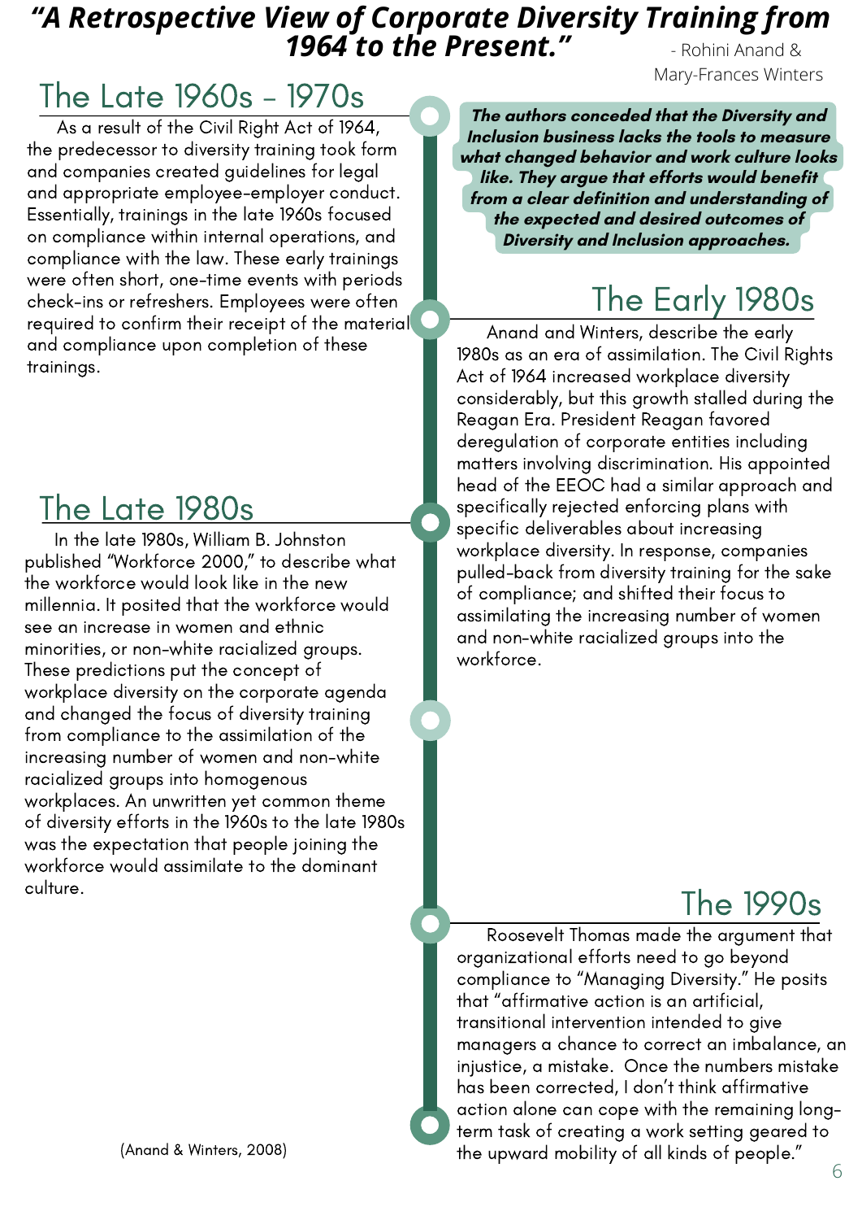# *"A Retrospective View of Corporate Diversity Training from 1964 to the Present."*

- Rohini Anand & Mary-Frances Winters

## The Late 1960s – 1970s

As a result of the Civil Right Act of 1964, the predecessor to diversity training took form and companies created guidelines for legal and appropriate employee-employer conduct. Essentially, trainings in the late 1960s focused on compliance within internal operations, and compliance with the law. These early trainings were often short, one-time events with periods check-ins or refreshers. Employees were often required to confirm their receipt of the material and compliance upon completion of these trainings.

***The authors conceded that the Diversity and Inclusion business lacks the tools to measure what changed behavior and work culture looks like. They argue that efforts would benefit from a clear definition and understanding of the expected and desired outcomes of Diversity and Inclusion approaches.***

## The Early 1980s

Anand and Winters, describe the early 1980s as an era of assimilation. The Civil Rights Act of 1964 increased workplace diversity considerably, but this growth stalled during the Reagan Era. President Reagan favored deregulation of corporate entities including matters involving discrimination. His appointed head of the EEOC had a similar approach and specifically rejected enforcing plans with specific deliverables about increasing workplace diversity. In response, companies pulled-back from diversity training for the sake of compliance; and shifted their focus to assimilating the increasing number of women and non-white racialized groups into the workforce.

## The Late 1980s

In the late 1980s, William B. Johnston published "Workforce 2000," to describe what the workforce would look like in the new millennia. It posited that the workforce would see an increase in women and ethnic minorities, or non-white racialized groups. These predictions put the concept of workplace diversity on the corporate agenda and changed the focus of diversity training from compliance to the assimilation of the increasing number of women and non-white racialized groups into homogenous workplaces. An unwritten yet common theme of diversity efforts in the 1960s to the late 1980s was the expectation that people joining the workforce would assimilate to the dominant culture.

## The 1990s

Roosevelt Thomas made the argument that organizational efforts need to go beyond compliance to "Managing Diversity." He posits that "affirmative action is an artificial, transitional intervention intended to give managers a chance to correct an imbalance, an injustice, a mistake. Once the numbers mistake has been corrected, I don't think affirmative action alone can cope with the remaining long-term task of creating a work setting geared to the upward mobility of all kinds of people."

(Anand & Winters, 2008)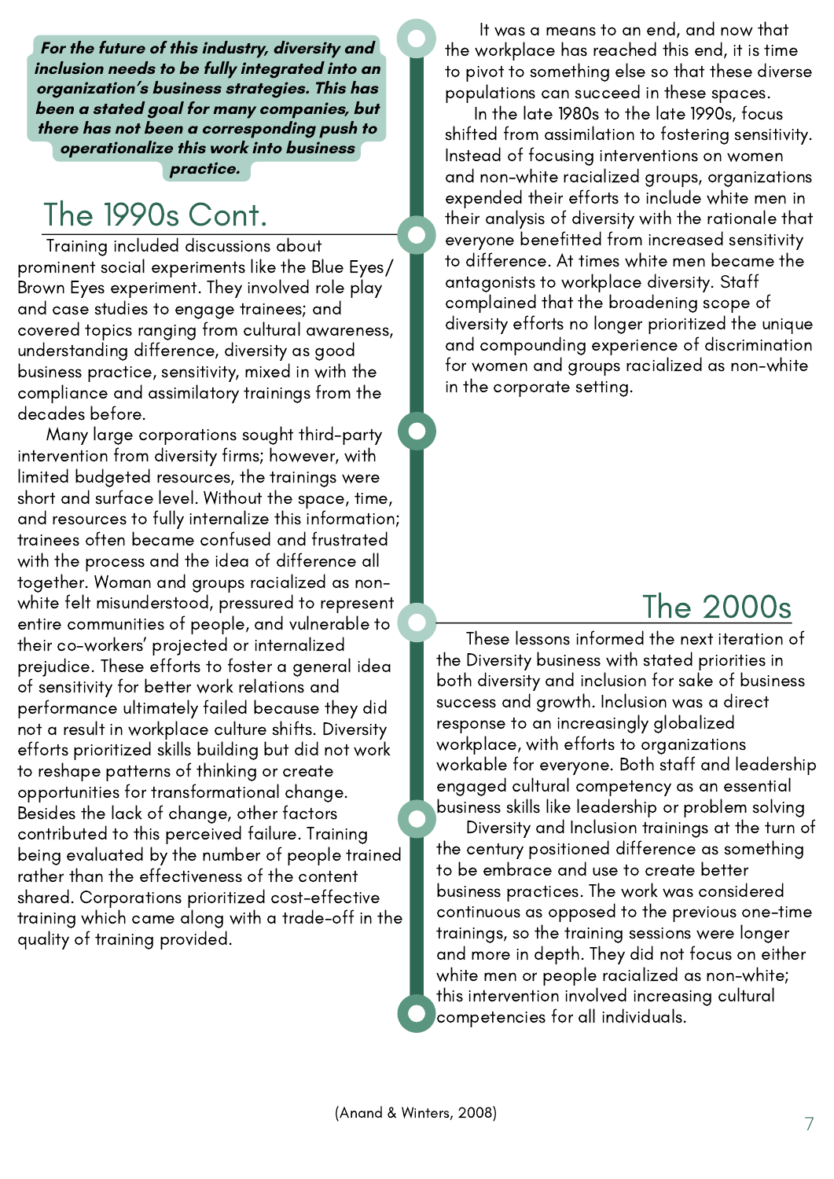***For the future of this industry, diversity and inclusion needs to be fully integrated into an organization's business strategies. This has been a stated goal for many companies, but there has not been a corresponding push to operationalize this work into business practice.***

## The 1990s Cont.

Training included discussions about prominent social experiments like the Blue Eyes/ Brown Eyes experiment. They involved role play and case studies to engage trainees; and covered topics ranging from cultural awareness, understanding difference, diversity as good business practice, sensitivity, mixed in with the compliance and assimilatory trainings from the decades before.

Many large corporations sought third-party intervention from diversity firms; however, with limited budgeted resources, the trainings were short and surface level. Without the space, time, and resources to fully internalize this information; trainees often became confused and frustrated with the process and the idea of difference all together. Woman and groups racialized as non-white felt misunderstood, pressured to represent entire communities of people, and vulnerable to their co-workers' projected or internalized prejudice. These efforts to foster a general idea of sensitivity for better work relations and performance ultimately failed because they did not a result in workplace culture shifts. Diversity efforts prioritized skills building but did not work to reshape patterns of thinking or create opportunities for transformational change. Besides the lack of change, other factors contributed to this perceived failure. Training being evaluated by the number of people trained rather than the effectiveness of the content shared. Corporations prioritized cost-effective training which came along with a trade-off in the quality of training provided.

It was a means to an end, and now that the workplace has reached this end, it is time to pivot to something else so that these diverse populations can succeed in these spaces.

In the late 1980s to the late 1990s, focus shifted from assimilation to fostering sensitivity. Instead of focusing interventions on women and non-white racialized groups, organizations expended their efforts to include white men in their analysis of diversity with the rationale that everyone benefitted from increased sensitivity to difference. At times white men became the antagonists to workplace diversity. Staff complained that the broadening scope of diversity efforts no longer prioritized the unique and compounding experience of discrimination for women and groups racialized as non-white in the corporate setting.

## The 2000s

These lessons informed the next iteration of the Diversity business with stated priorities in both diversity and inclusion for sake of business success and growth. Inclusion was a direct response to an increasingly globalized workplace, with efforts to organizations workable for everyone. Both staff and leadership engaged cultural competency as an essential business skills like leadership or problem solving

Diversity and Inclusion trainings at the turn of the century positioned difference as something to be embrace and use to create better business practices. The work was considered continuous as opposed to the previous one-time trainings, so the training sessions were longer and more in depth. They did not focus on either white men or people racialized as non-white; this intervention involved increasing cultural competencies for all individuals.

(Anand & Winters, 2008)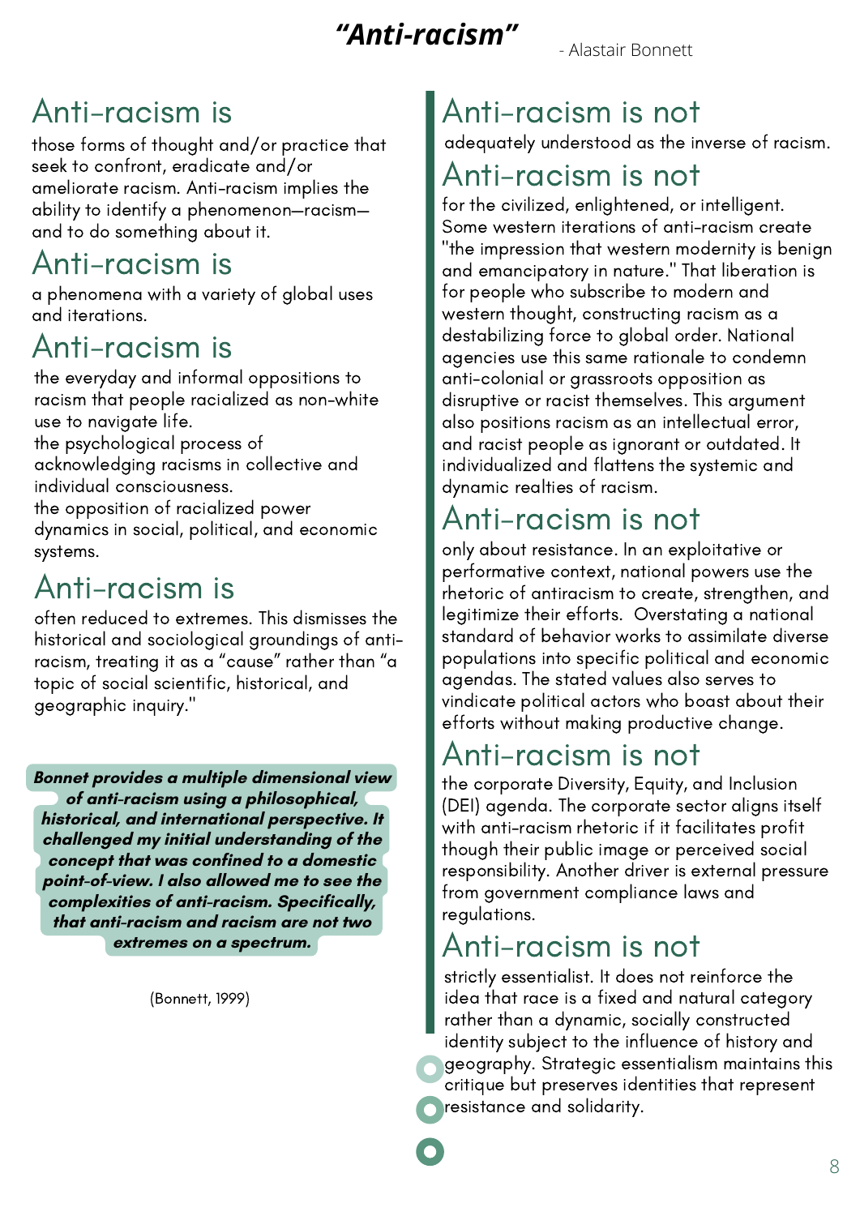# *"Anti-racism"*

- Alastair Bonnett

## Anti-racism is

those forms of thought and/or practice that seek to confront, eradicate and/or ameliorate racism. Anti-racism implies the ability to identify a phenomenon—racism—and to do something about it.

## Anti-racism is

a phenomena with a variety of global uses and iterations.

## Anti-racism is

the everyday and informal oppositions to racism that people racialized as non-white use to navigate life.

the psychological process of acknowledging racisms in collective and individual consciousness.

the opposition of racialized power dynamics in social, political, and economic systems.

## Anti-racism is

often reduced to extremes. This dismisses the historical and sociological groundings of anti-racism, treating it as a "cause" rather than "a topic of social scientific, historical, and geographic inquiry."

***Bonnet provides a multiple dimensional view of anti-racism using a philosophical, historical, and international perspective. It challenged my initial understanding of the concept that was confined to a domestic point-of-view. I also allowed me to see the complexities of anti-racism. Specifically, that anti-racism and racism are not two extremes on a spectrum.***

(Bonnett, 1999)

## Anti-racism is not

adequately understood as the inverse of racism.

## Anti-racism is not

for the civilized, enlightened, or intelligent. Some western iterations of anti-racism create "the impression that western modernity is benign and emancipatory in nature." That liberation is for people who subscribe to modern and western thought, constructing racism as a destabilizing force to global order. National agencies use this same rationale to condemn anti-colonial or grassroots opposition as disruptive or racist themselves. This argument also positions racism as an intellectual error, and racist people as ignorant or outdated. It individualized and flattens the systemic and dynamic realties of racism.

## Anti-racism is not

only about resistance. In an exploitative or performative context, national powers use the rhetoric of antiracism to create, strengthen, and legitimize their efforts. Overstating a national standard of behavior works to assimilate diverse populations into specific political and economic agendas. The stated values also serves to vindicate political actors who boast about their efforts without making productive change.

## Anti-racism is not

the corporate Diversity, Equity, and Inclusion (DEI) agenda. The corporate sector aligns itself with anti-racism rhetoric if it facilitates profit though their public image or perceived social responsibility. Another driver is external pressure from government compliance laws and regulations.

## Anti-racism is not

strictly essentialist. It does not reinforce the idea that race is a fixed and natural category rather than a dynamic, socially constructed identity subject to the influence of history and geography. Strategic essentialism maintains this critique but preserves identities that represent resistance and solidarity.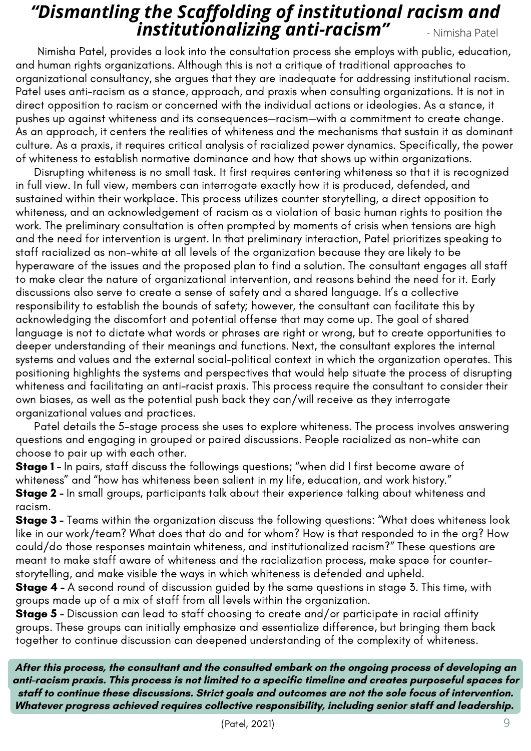# *"Dismantling the Scaffolding of institutional racism and institutionalizing anti-racism"* - Nimisha Patel

Nimisha Patel, provides a look into the consultation process she employs with public, education, and human rights organizations. Although this is not a critique of traditional approaches to organizational consultancy, she argues that they are inadequate for addressing institutional racism. Patel uses anti-racism as a stance, approach, and praxis when consulting organizations. It is not in direct opposition to racism or concerned with the individual actions or ideologies. As a stance, it pushes up against whiteness and its consequences—racism—with a commitment to create change. As an approach, it centers the realities of whiteness and the mechanisms that sustain it as dominant culture. As a praxis, it requires critical analysis of racialized power dynamics. Specifically, the power of whiteness to establish normative dominance and how that shows up within organizations.

Disrupting whiteness is no small task. It first requires centering whiteness so that it is recognized in full view. In full view, members can interrogate exactly how it is produced, defended, and sustained within their workplace. This process utilizes counter storytelling, a direct opposition to whiteness, and an acknowledgement of racism as a violation of basic human rights to position the work. The preliminary consultation is often prompted by moments of crisis when tensions are high and the need for intervention is urgent. In that preliminary interaction, Patel prioritizes speaking to staff racialized as non-white at all levels of the organization because they are likely to be hyperaware of the issues and the proposed plan to find a solution. The consultant engages all staff to make clear the nature of organizational intervention, and reasons behind the need for it. Early discussions also serve to create a sense of safety and a shared language. It's a collective responsibility to establish the bounds of safety; however, the consultant can facilitate this by acknowledging the discomfort and potential offense that may come up. The goal of shared language is not to dictate what words or phrases are right or wrong, but to create opportunities to deeper understanding of their meanings and functions. Next, the consultant explores the internal systems and values and the external social-political context in which the organization operates. This positioning highlights the systems and perspectives that would help situate the process of disrupting whiteness and facilitating an anti-racist praxis. This process require the consultant to consider their own biases, as well as the potential push back they can/will receive as they interrogate organizational values and practices.

Patel details the 5-stage process she uses to explore whiteness. The process involves answering questions and engaging in grouped or paired discussions. People racialized as non-white can choose to pair up with each other.

**Stage 1** - In pairs, staff discuss the followings questions; "when did I first become aware of whiteness" and "how has whiteness been salient in my life, education, and work history."

**Stage 2** - In small groups, participants talk about their experience talking about whiteness and racism.

**Stage 3** - Teams within the organization discuss the following questions: "What does whiteness look like in our work/team? What does that do and for whom? How is that responded to in the org? How could/do those responses maintain whiteness, and institutionalized racism?" These questions are meant to make staff aware of whiteness and the racialization process, make space for counter-storytelling, and make visible the ways in which whiteness is defended and upheld.

**Stage 4** - A second round of discussion guided by the same questions in stage 3. This time, with groups made up of a mix of staff from all levels within the organization.

**Stage 5** - Discussion can lead to staff choosing to create and/or participate in racial affinity groups. These groups can initially emphasize and essentialize difference, but bringing them back together to continue discussion can deepened understanding of the complexity of whiteness.

***After this process, the consultant and the consulted embark on the ongoing process of developing an anti-racism praxis. This process is not limited to a specific timeline and creates purposeful spaces for staff to continue these discussions. Strict goals and outcomes are not the sole focus of intervention. Whatever progress achieved requires collective responsibility, including senior staff and leadership.***

(Patel, 2021)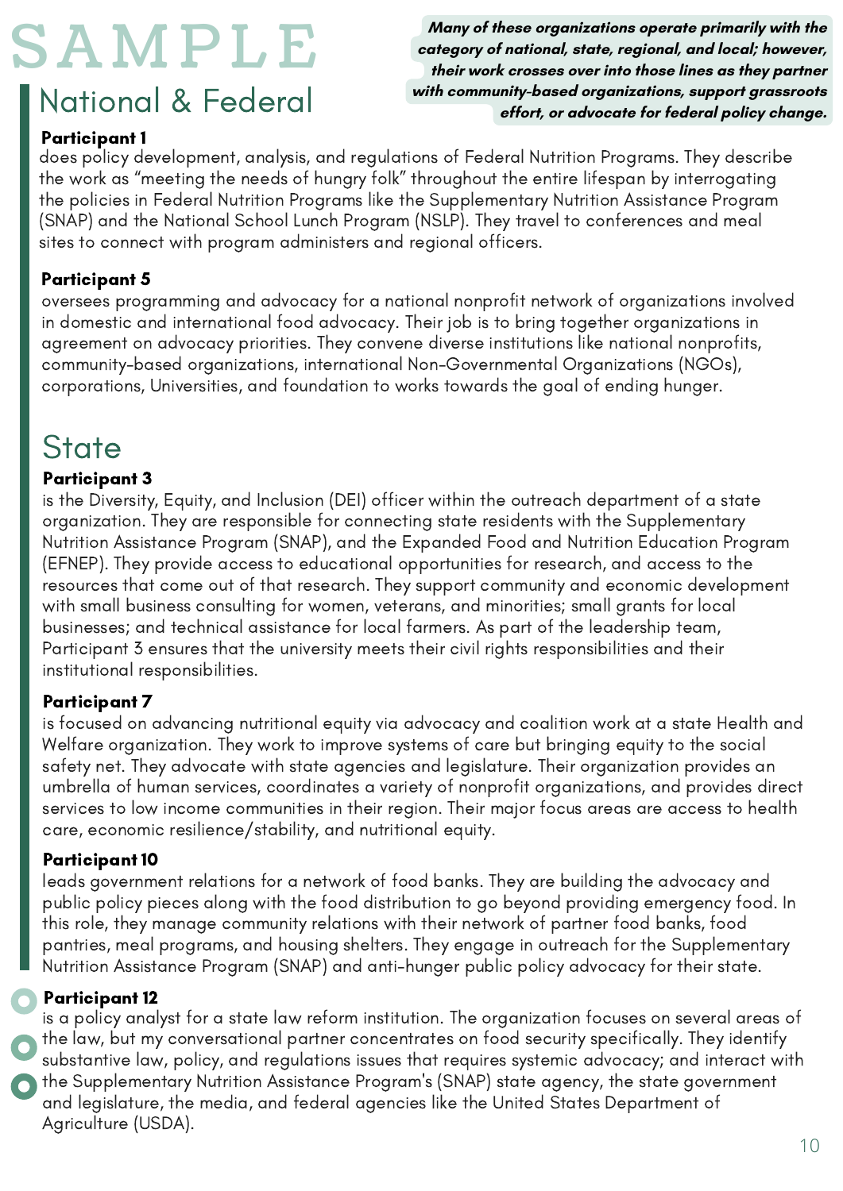# SAMPLE

***Many of these organizations operate primarily with the category of national, state, regional, and local; however, their work crosses over into those lines as they partner with community-based organizations, support grassroots effort, or advocate for federal policy change.***

## National & Federal

**Participant 1**
does policy development, analysis, and regulations of Federal Nutrition Programs. They describe the work as "meeting the needs of hungry folk" throughout the entire lifespan by interrogating the policies in Federal Nutrition Programs like the Supplementary Nutrition Assistance Program (SNAP) and the National School Lunch Program (NSLP). They travel to conferences and meal sites to connect with program administers and regional officers.

**Participant 5**
oversees programming and advocacy for a national nonprofit network of organizations involved in domestic and international food advocacy. Their job is to bring together organizations in agreement on advocacy priorities. They convene diverse institutions like national nonprofits, community-based organizations, international Non-Governmental Organizations (NGOs), corporations, Universities, and foundation to works towards the goal of ending hunger.

## State

**Participant 3**
is the Diversity, Equity, and Inclusion (DEI) officer within the outreach department of a state organization. They are responsible for connecting state residents with the Supplementary Nutrition Assistance Program (SNAP), and the Expanded Food and Nutrition Education Program (EFNEP). They provide access to educational opportunities for research, and access to the resources that come out of that research. They support community and economic development with small business consulting for women, veterans, and minorities; small grants for local businesses; and technical assistance for local farmers. As part of the leadership team, Participant 3 ensures that the university meets their civil rights responsibilities and their institutional responsibilities.

**Participant 7**
is focused on advancing nutritional equity via advocacy and coalition work at a state Health and Welfare organization. They work to improve systems of care but bringing equity to the social safety net. They advocate with state agencies and legislature. Their organization provides an umbrella of human services, coordinates a variety of nonprofit organizations, and provides direct services to low income communities in their region. Their major focus areas are access to health care, economic resilience/stability, and nutritional equity.

**Participant 10**
leads government relations for a network of food banks. They are building the advocacy and public policy pieces along with the food distribution to go beyond providing emergency food. In this role, they manage community relations with their network of partner food banks, food pantries, meal programs, and housing shelters. They engage in outreach for the Supplementary Nutrition Assistance Program (SNAP) and anti-hunger public policy advocacy for their state.

**Participant 12**
is a policy analyst for a state law reform institution. The organization focuses on several areas of the law, but my conversational partner concentrates on food security specifically. They identify substantive law, policy, and regulations issues that requires systemic advocacy; and interact with the Supplementary Nutrition Assistance Program's (SNAP) state agency, the state government and legislature, the media, and federal agencies like the United States Department of Agriculture (USDA).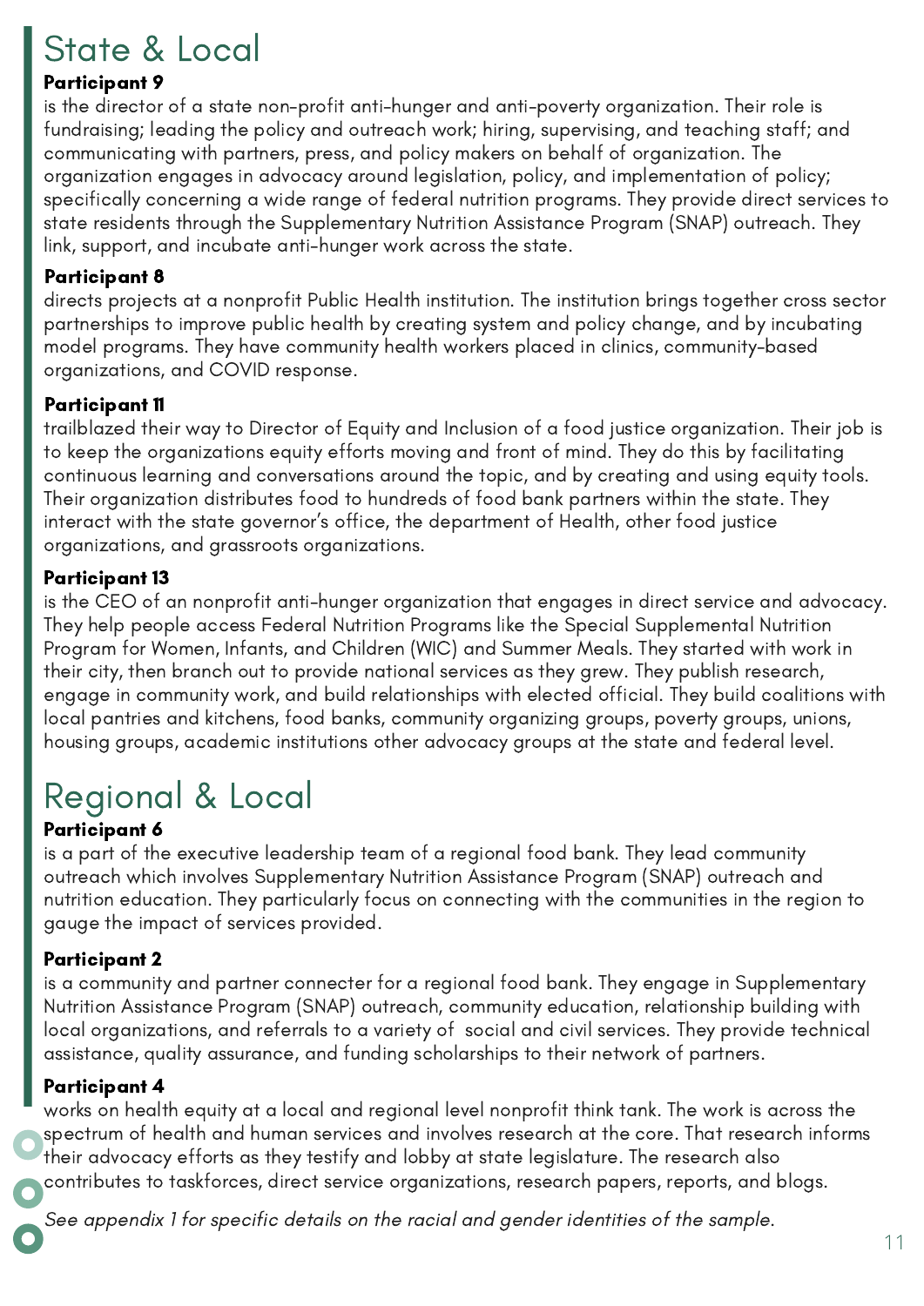# State & Local

**Participant 9**

is the director of a state non-profit anti-hunger and anti-poverty organization. Their role is fundraising; leading the policy and outreach work; hiring, supervising, and teaching staff; and communicating with partners, press, and policy makers on behalf of organization. The organization engages in advocacy around legislation, policy, and implementation of policy; specifically concerning a wide range of federal nutrition programs. They provide direct services to state residents through the Supplementary Nutrition Assistance Program (SNAP) outreach. They link, support, and incubate anti-hunger work across the state.

**Participant 8**

directs projects at a nonprofit Public Health institution. The institution brings together cross sector partnerships to improve public health by creating system and policy change, and by incubating model programs. They have community health workers placed in clinics, community-based organizations, and COVID response.

**Participant 11**

trailblazed their way to Director of Equity and Inclusion of a food justice organization. Their job is to keep the organizations equity efforts moving and front of mind. They do this by facilitating continuous learning and conversations around the topic, and by creating and using equity tools. Their organization distributes food to hundreds of food bank partners within the state. They interact with the state governor's office, the department of Health, other food justice organizations, and grassroots organizations.

**Participant 13**

is the CEO of an nonprofit anti-hunger organization that engages in direct service and advocacy. They help people access Federal Nutrition Programs like the Special Supplemental Nutrition Program for Women, Infants, and Children (WIC) and Summer Meals. They started with work in their city, then branch out to provide national services as they grew. They publish research, engage in community work, and build relationships with elected official. They build coalitions with local pantries and kitchens, food banks, community organizing groups, poverty groups, unions, housing groups, academic institutions other advocacy groups at the state and federal level.

# Regional & Local

**Participant 6**

is a part of the executive leadership team of a regional food bank. They lead community outreach which involves Supplementary Nutrition Assistance Program (SNAP) outreach and nutrition education. They particularly focus on connecting with the communities in the region to gauge the impact of services provided.

**Participant 2**

is a community and partner connecter for a regional food bank. They engage in Supplementary Nutrition Assistance Program (SNAP) outreach, community education, relationship building with local organizations, and referrals to a variety of social and civil services. They provide technical assistance, quality assurance, and funding scholarships to their network of partners.

**Participant 4**

works on health equity at a local and regional level nonprofit think tank. The work is across the spectrum of health and human services and involves research at the core. That research informs their advocacy efforts as they testify and lobby at state legislature. The research also contributes to taskforces, direct service organizations, research papers, reports, and blogs.

*See appendix 1 for specific details on the racial and gender identities of the sample.*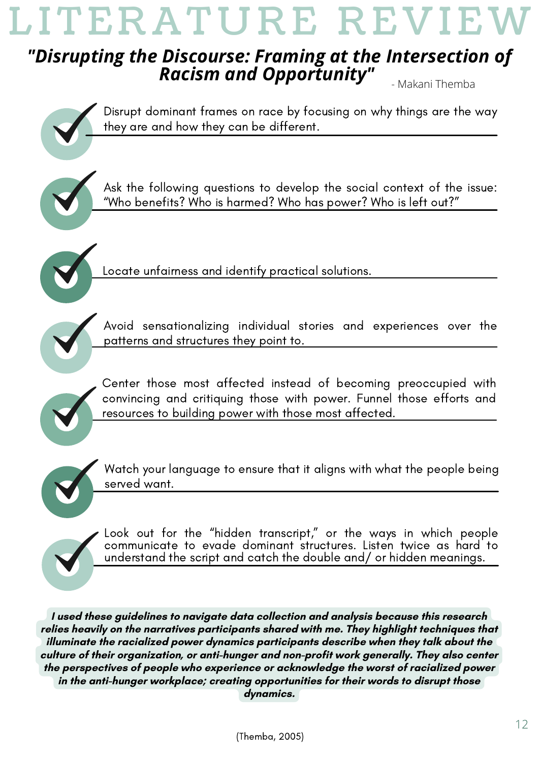# LITERATURE REVIEW

## *"Disrupting the Discourse: Framing at the Intersection of Racism and Opportunity"*

- Makani Themba

- Disrupt dominant frames on race by focusing on why things are the way they are and how they can be different.
- Ask the following questions to develop the social context of the issue: "Who benefits? Who is harmed? Who has power? Who is left out?"
- Locate unfairness and identify practical solutions.
- Avoid sensationalizing individual stories and experiences over the patterns and structures they point to.
- Center those most affected instead of becoming preoccupied with convincing and critiquing those with power. Funnel those efforts and resources to building power with those most affected.
- Watch your language to ensure that it aligns with what the people being served want.
- Look out for the "hidden transcript," or the ways in which people communicate to evade dominant structures. Listen twice as hard to understand the script and catch the double and/ or hidden meanings.

***I used these guidelines to navigate data collection and analysis because this research relies heavily on the narratives participants shared with me. They highlight techniques that illuminate the racialized power dynamics participants describe when they talk about the culture of their organization, or anti-hunger and non-profit work generally. They also center the perspectives of people who experience or acknowledge the worst of racialized power in the anti-hunger workplace; creating opportunities for their words to disrupt those dynamics.***

(Themba, 2005)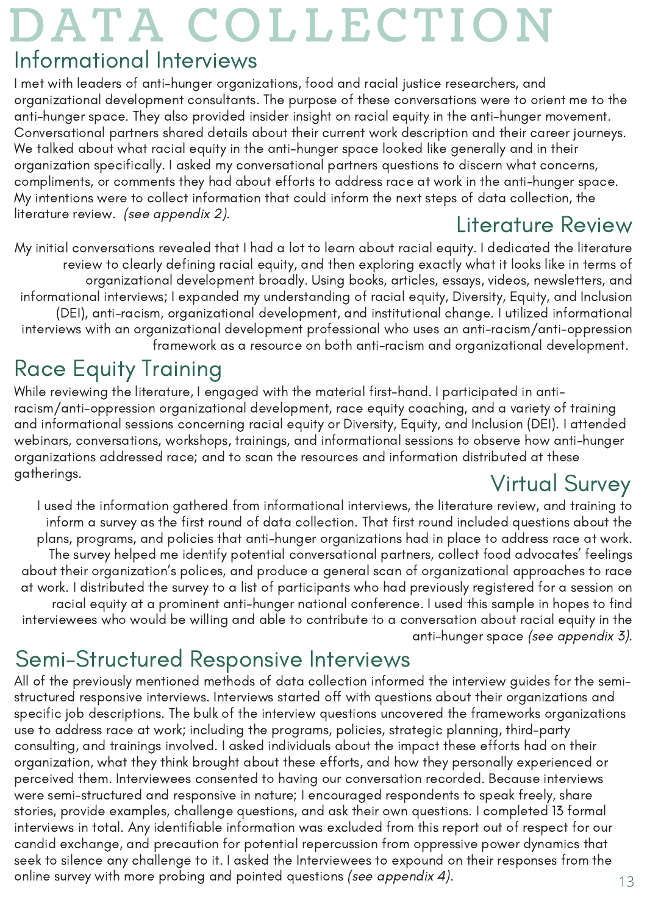# DATA COLLECTION

## Informational Interviews

I met with leaders of anti-hunger organizations, food and racial justice researchers, and organizational development consultants. The purpose of these conversations were to orient me to the anti-hunger space. They also provided insider insight on racial equity in the anti-hunger movement. Conversational partners shared details about their current work description and their career journeys. We talked about what racial equity in the anti-hunger space looked like generally and in their organization specifically. I asked my conversational partners questions to discern what concerns, compliments, or comments they had about efforts to address race at work in the anti-hunger space. My intentions were to collect information that could inform the next steps of data collection, the literature review. *(see appendix 2)*.

## Literature Review

My initial conversations revealed that I had a lot to learn about racial equity. I dedicated the literature review to clearly defining racial equity, and then exploring exactly what it looks like in terms of organizational development broadly. Using books, articles, essays, videos, newsletters, and informational interviews; I expanded my understanding of racial equity, Diversity, Equity, and Inclusion (DEI), anti-racism, organizational development, and institutional change. I utilized informational interviews with an organizational development professional who uses an anti-racism/anti-oppression framework as a resource on both anti-racism and organizational development.

## Race Equity Training

While reviewing the literature, I engaged with the material first-hand. I participated in anti-racism/anti-oppression organizational development, race equity coaching, and a variety of training and informational sessions concerning racial equity or Diversity, Equity, and Inclusion (DEI). I attended webinars, conversations, workshops, trainings, and informational sessions to observe how anti-hunger organizations addressed race; and to scan the resources and information distributed at these gatherings.

## Virtual Survey

I used the information gathered from informational interviews, the literature review, and training to inform a survey as the first round of data collection. That first round included questions about the plans, programs, and policies that anti-hunger organizations had in place to address race at work. The survey helped me identify potential conversational partners, collect food advocates' feelings about their organization's polices, and produce a general scan of organizational approaches to race at work. I distributed the survey to a list of participants who had previously registered for a session on racial equity at a prominent anti-hunger national conference. I used this sample in hopes to find interviewees who would be willing and able to contribute to a conversation about racial equity in the anti-hunger space *(see appendix 3)*.

## Semi-Structured Responsive Interviews

All of the previously mentioned methods of data collection informed the interview guides for the semi-structured responsive interviews. Interviews started off with questions about their organizations and specific job descriptions. The bulk of the interview questions uncovered the frameworks organizations use to address race at work; including the programs, policies, strategic planning, third-party consulting, and trainings involved. I asked individuals about the impact these efforts had on their organization, what they think brought about these efforts, and how they personally experienced or perceived them. Interviewees consented to having our conversation recorded. Because interviews were semi-structured and responsive in nature; I encouraged respondents to speak freely, share stories, provide examples, challenge questions, and ask their own questions. I completed 13 formal interviews in total. Any identifiable information was excluded from this report out of respect for our candid exchange, and precaution for potential repercussion from oppressive power dynamics that seek to silence any challenge to it. I asked the Interviewees to expound on their responses from the online survey with more probing and pointed questions *(see appendix 4)*.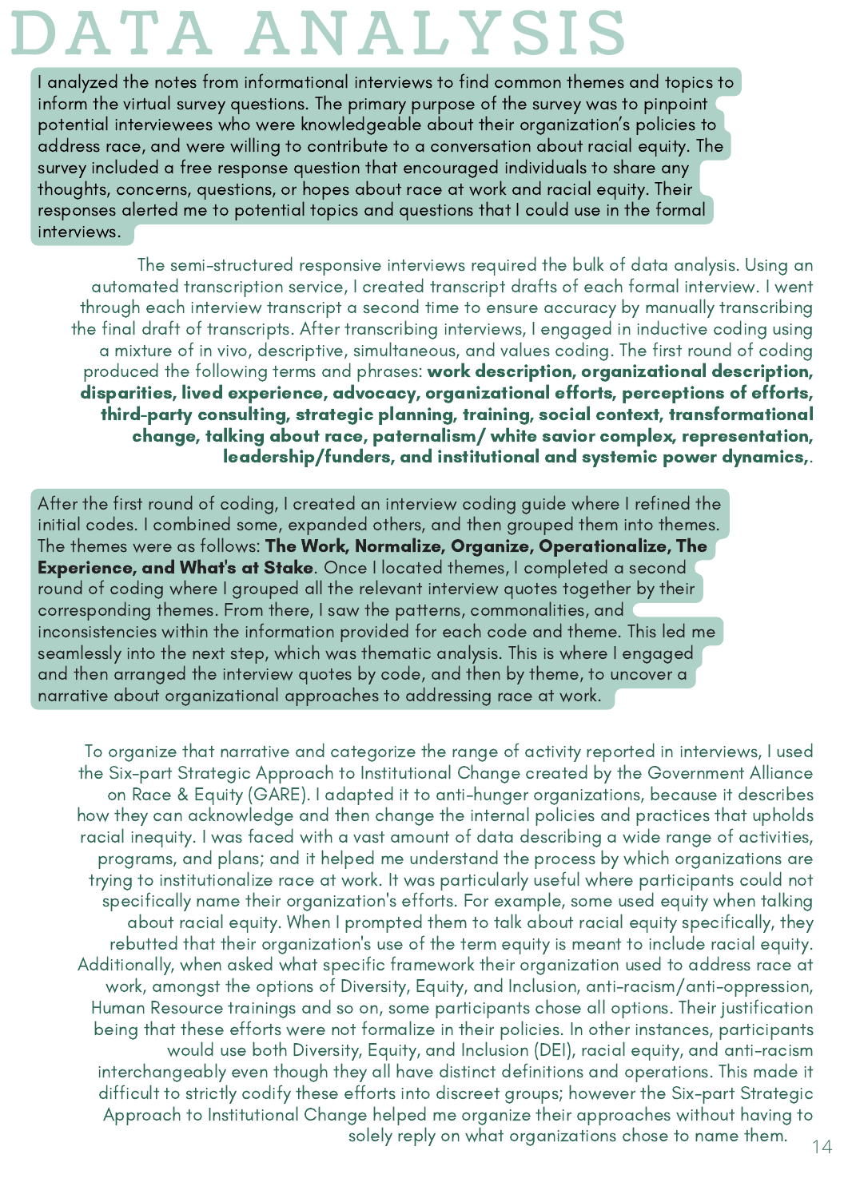# DATA ANALYSIS

I analyzed the notes from informational interviews to find common themes and topics to inform the virtual survey questions. The primary purpose of the survey was to pinpoint potential interviewees who were knowledgeable about their organization's policies to address race, and were willing to contribute to a conversation about racial equity. The survey included a free response question that encouraged individuals to share any thoughts, concerns, questions, or hopes about race at work and racial equity. Their responses alerted me to potential topics and questions that I could use in the formal interviews.

The semi-structured responsive interviews required the bulk of data analysis. Using an automated transcription service, I created transcript drafts of each formal interview. I went through each interview transcript a second time to ensure accuracy by manually transcribing the final draft of transcripts. After transcribing interviews, I engaged in inductive coding using a mixture of in vivo, descriptive, simultaneous, and values coding. The first round of coding produced the following terms and phrases: **work description, organizational description, disparities, lived experience, advocacy, organizational efforts, perceptions of efforts, third-party consulting, strategic planning, training, social context, transformational change, talking about race, paternalism/ white savior complex, representation, leadership/funders, and institutional and systemic power dynamics,**.

After the first round of coding, I created an interview coding guide where I refined the initial codes. I combined some, expanded others, and then grouped them into themes. The themes were as follows: **The Work, Normalize, Organize, Operationalize, The Experience, and What's at Stake**. Once I located themes, I completed a second round of coding where I grouped all the relevant interview quotes together by their corresponding themes. From there, I saw the patterns, commonalities, and inconsistencies within the information provided for each code and theme. This led me seamlessly into the next step, which was thematic analysis. This is where I engaged and then arranged the interview quotes by code, and then by theme, to uncover a narrative about organizational approaches to addressing race at work.

To organize that narrative and categorize the range of activity reported in interviews, I used the Six-part Strategic Approach to Institutional Change created by the Government Alliance on Race & Equity (GARE). I adapted it to anti-hunger organizations, because it describes how they can acknowledge and then change the internal policies and practices that upholds racial inequity. I was faced with a vast amount of data describing a wide range of activities, programs, and plans; and it helped me understand the process by which organizations are trying to institutionalize race at work. It was particularly useful where participants could not specifically name their organization's efforts. For example, some used equity when talking about racial equity. When I prompted them to talk about racial equity specifically, they rebutted that their organization's use of the term equity is meant to include racial equity. Additionally, when asked what specific framework their organization used to address race at work, amongst the options of Diversity, Equity, and Inclusion, anti-racism/anti-oppression, Human Resource trainings and so on, some participants chose all options. Their justification being that these efforts were not formalize in their policies. In other instances, participants would use both Diversity, Equity, and Inclusion (DEI), racial equity, and anti-racism interchangeably even though they all have distinct definitions and operations. This made it difficult to strictly codify these efforts into discreet groups; however the Six-part Strategic Approach to Institutional Change helped me organize their approaches without having to solely reply on what organizations chose to name them.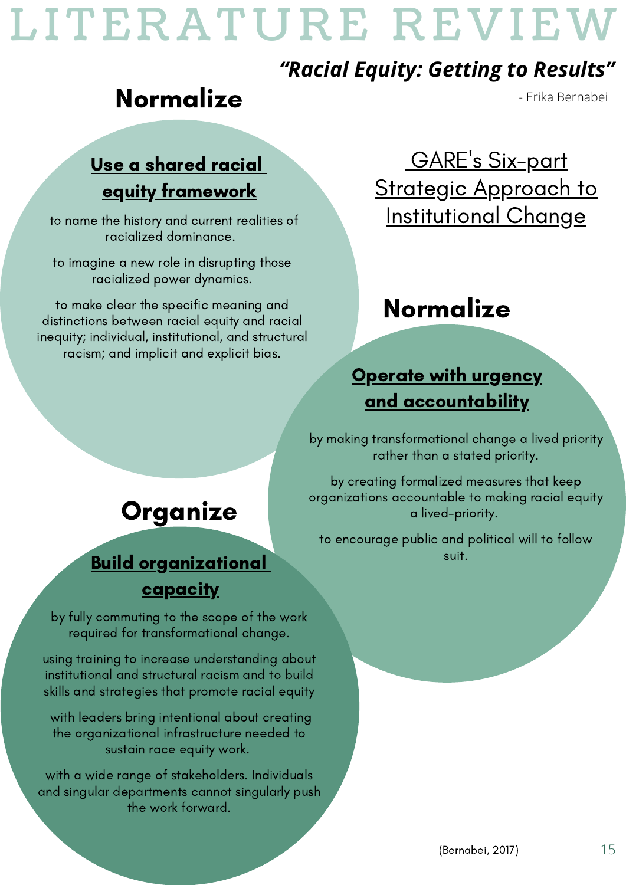# LITERATURE REVIEW

***"Racial Equity: Getting to Results"***

- Erika Bernabei

## GARE's Six-part Strategic Approach to Institutional Change

## Normalize

### Use a shared racial equity framework

to name the history and current realities of racialized dominance.

to imagine a new role in disrupting those racialized power dynamics.

to make clear the specific meaning and distinctions between racial equity and racial inequity; individual, institutional, and structural racism; and implicit and explicit bias.

## Normalize

### Operate with urgency and accountability

by making transformational change a lived priority rather than a stated priority.

by creating formalized measures that keep organizations accountable to making racial equity a lived-priority.

to encourage public and political will to follow suit.

## Organize

### Build organizational capacity

by fully commuting to the scope of the work required for transformational change.

using training to increase understanding about institutional and structural racism and to build skills and strategies that promote racial equity

with leaders bring intentional about creating the organizational infrastructure needed to sustain race equity work.

with a wide range of stakeholders. Individuals and singular departments cannot singularly push the work forward.

(Bernabei, 2017)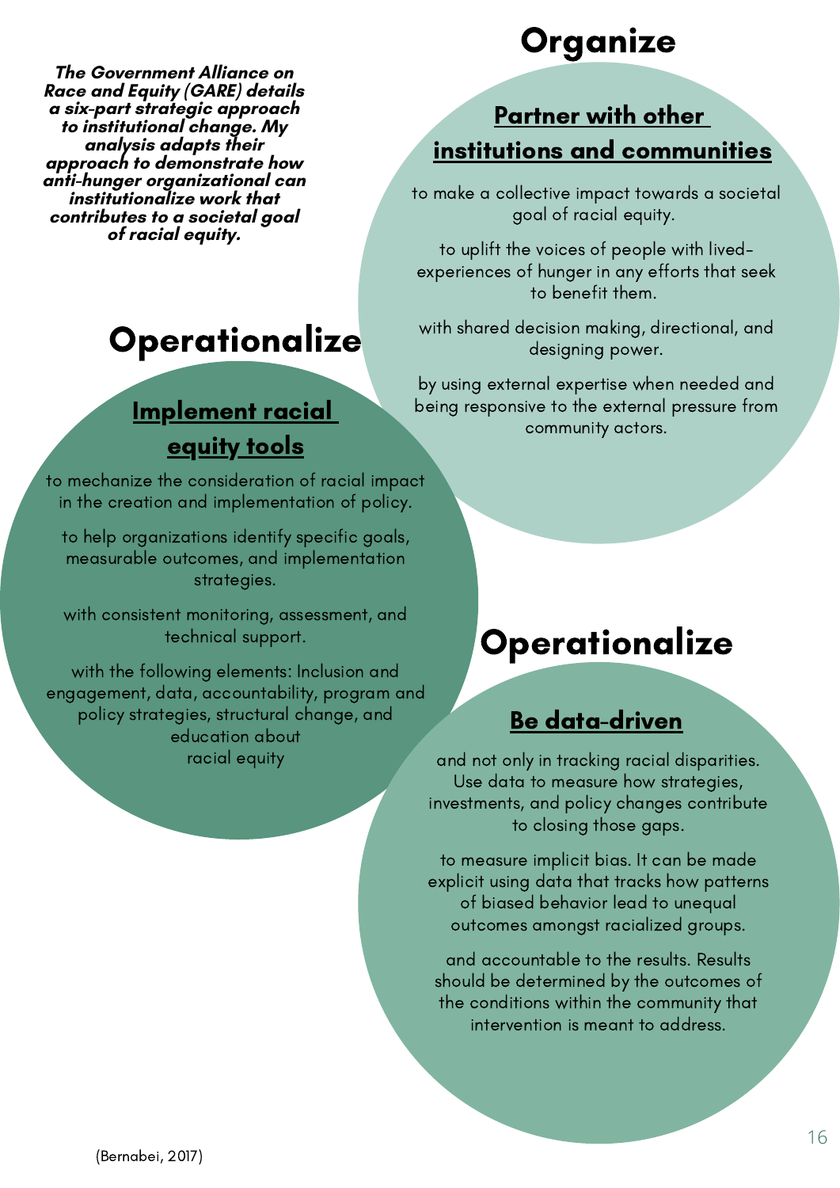***The Government Alliance on Race and Equity (GARE) details a six-part strategic approach to institutional change. My analysis adapts their approach to demonstrate how anti-hunger organizational can institutionalize work that contributes to a societal goal of racial equity.***

# Organize

## Partner with other institutions and communities

to make a collective impact towards a societal goal of racial equity.

to uplift the voices of people with lived-experiences of hunger in any efforts that seek to benefit them.

with shared decision making, directional, and designing power.

by using external expertise when needed and being responsive to the external pressure from community actors.

# Operationalize

## Implement racial equity tools

to mechanize the consideration of racial impact in the creation and implementation of policy.

to help organizations identify specific goals, measurable outcomes, and implementation strategies.

with consistent monitoring, assessment, and technical support.

with the following elements: Inclusion and engagement, data, accountability, program and policy strategies, structural change, and education about racial equity

# Operationalize

## Be data-driven

and not only in tracking racial disparities. Use data to measure how strategies, investments, and policy changes contribute to closing those gaps.

to measure implicit bias. It can be made explicit using data that tracks how patterns of biased behavior lead to unequal outcomes amongst racialized groups.

and accountable to the results. Results should be determined by the outcomes of the conditions within the community that intervention is meant to address.

(Bernabei, 2017)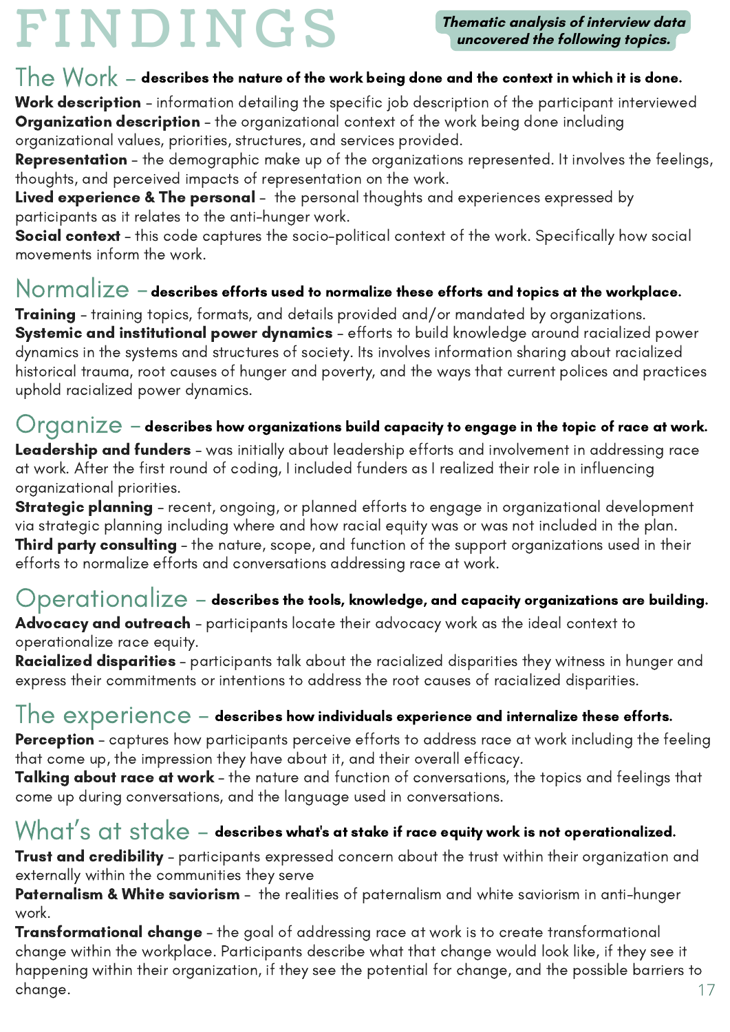# FINDINGS

***Thematic analysis of interview data uncovered the following topics.***

## The Work – **describes the nature of the work being done and the context in which it is done.**

**Work description** – information detailing the specific job description of the participant interviewed
**Organization description** – the organizational context of the work being done including organizational values, priorities, structures, and services provided.
**Representation** – the demographic make up of the organizations represented. It involves the feelings, thoughts, and perceived impacts of representation on the work.
**Lived experience & The personal** – the personal thoughts and experiences expressed by participants as it relates to the anti-hunger work.
**Social context** – this code captures the socio-political context of the work. Specifically how social movements inform the work.

## Normalize – **describes efforts used to normalize these efforts and topics at the workplace.**

**Training** – training topics, formats, and details provided and/or mandated by organizations.
**Systemic and institutional power dynamics** – efforts to build knowledge around racialized power dynamics in the systems and structures of society. Its involves information sharing about racialized historical trauma, root causes of hunger and poverty, and the ways that current polices and practices uphold racialized power dynamics.

## Organize – **describes how organizations build capacity to engage in the topic of race at work.**

**Leadership and funders** – was initially about leadership efforts and involvement in addressing race at work. After the first round of coding, I included funders as I realized their role in influencing organizational priorities.
**Strategic planning** – recent, ongoing, or planned efforts to engage in organizational development via strategic planning including where and how racial equity was or was not included in the plan.
**Third party consulting** – the nature, scope, and function of the support organizations used in their efforts to normalize efforts and conversations addressing race at work.

## Operationalize – **describes the tools, knowledge, and capacity organizations are building.**

**Advocacy and outreach** – participants locate their advocacy work as the ideal context to operationalize race equity.
**Racialized disparities** – participants talk about the racialized disparities they witness in hunger and express their commitments or intentions to address the root causes of racialized disparities.

## The experience – **describes how individuals experience and internalize these efforts.**

**Perception** – captures how participants perceive efforts to address race at work including the feeling that come up, the impression they have about it, and their overall efficacy.
**Talking about race at work** – the nature and function of conversations, the topics and feelings that come up during conversations, and the language used in conversations.

## What's at stake – **describes what's at stake if race equity work is not operationalized.**

**Trust and credibility** – participants expressed concern about the trust within their organization and externally within the communities they serve
**Paternalism & White saviorism** – the realities of paternalism and white saviorism in anti-hunger work.
**Transformational change** – the goal of addressing race at work is to create transformational change within the workplace. Participants describe what that change would look like, if they see it happening within their organization, if they see the potential for change, and the possible barriers to change.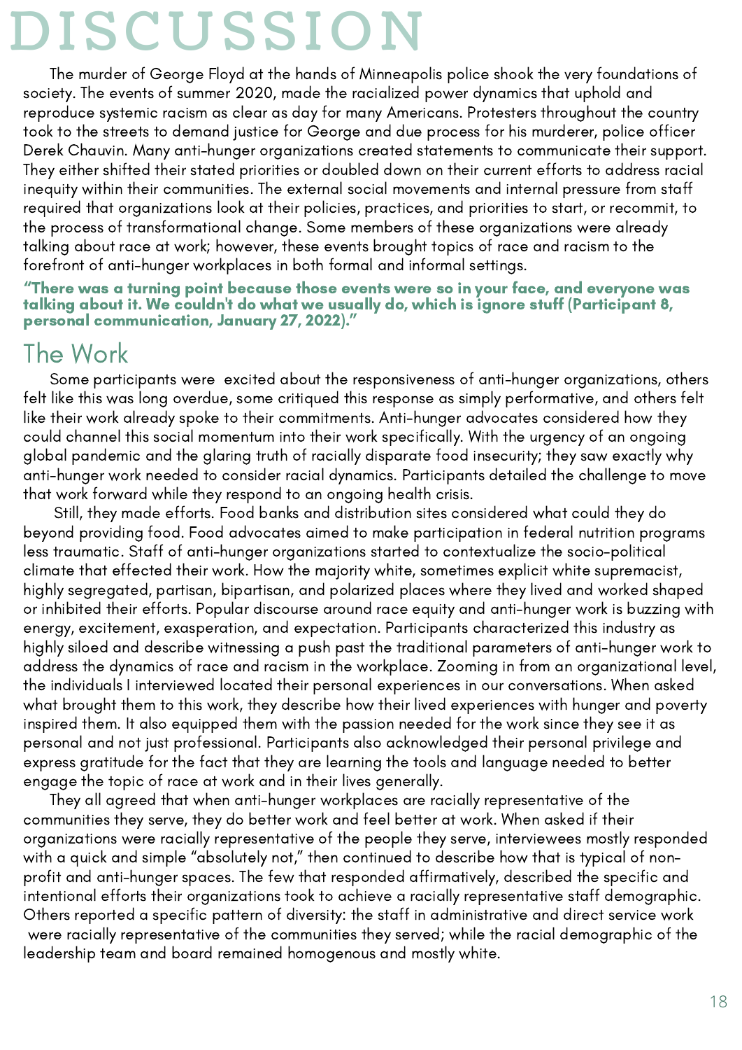# DISCUSSION

The murder of George Floyd at the hands of Minneapolis police shook the very foundations of society. The events of summer 2020, made the racialized power dynamics that uphold and reproduce systemic racism as clear as day for many Americans. Protesters throughout the country took to the streets to demand justice for George and due process for his murderer, police officer Derek Chauvin. Many anti-hunger organizations created statements to communicate their support. They either shifted their stated priorities or doubled down on their current efforts to address racial inequity within their communities. The external social movements and internal pressure from staff required that organizations look at their policies, practices, and priorities to start, or recommit, to the process of transformational change. Some members of these organizations were already talking about race at work; however, these events brought topics of race and racism to the forefront of anti-hunger workplaces in both formal and informal settings.

**"There was a turning point because those events were so in your face, and everyone was talking about it. We couldn't do what we usually do, which is ignore stuff (Participant 8, personal communication, January 27, 2022)."**

## The Work

Some participants were excited about the responsiveness of anti-hunger organizations, others felt like this was long overdue, some critiqued this response as simply performative, and others felt like their work already spoke to their commitments. Anti-hunger advocates considered how they could channel this social momentum into their work specifically. With the urgency of an ongoing global pandemic and the glaring truth of racially disparate food insecurity; they saw exactly why anti-hunger work needed to consider racial dynamics. Participants detailed the challenge to move that work forward while they respond to an ongoing health crisis.

Still, they made efforts. Food banks and distribution sites considered what could they do beyond providing food. Food advocates aimed to make participation in federal nutrition programs less traumatic. Staff of anti-hunger organizations started to contextualize the socio-political climate that effected their work. How the majority white, sometimes explicit white supremacist, highly segregated, partisan, bipartisan, and polarized places where they lived and worked shaped or inhibited their efforts. Popular discourse around race equity and anti-hunger work is buzzing with energy, excitement, exasperation, and expectation. Participants characterized this industry as highly siloed and describe witnessing a push past the traditional parameters of anti-hunger work to address the dynamics of race and racism in the workplace. Zooming in from an organizational level, the individuals I interviewed located their personal experiences in our conversations. When asked what brought them to this work, they describe how their lived experiences with hunger and poverty inspired them. It also equipped them with the passion needed for the work since they see it as personal and not just professional. Participants also acknowledged their personal privilege and express gratitude for the fact that they are learning the tools and language needed to better engage the topic of race at work and in their lives generally.

They all agreed that when anti-hunger workplaces are racially representative of the communities they serve, they do better work and feel better at work. When asked if their organizations were racially representative of the people they serve, interviewees mostly responded with a quick and simple "absolutely not," then continued to describe how that is typical of non-profit and anti-hunger spaces. The few that responded affirmatively, described the specific and intentional efforts their organizations took to achieve a racially representative staff demographic. Others reported a specific pattern of diversity: the staff in administrative and direct service work were racially representative of the communities they served; while the racial demographic of the leadership team and board remained homogenous and mostly white.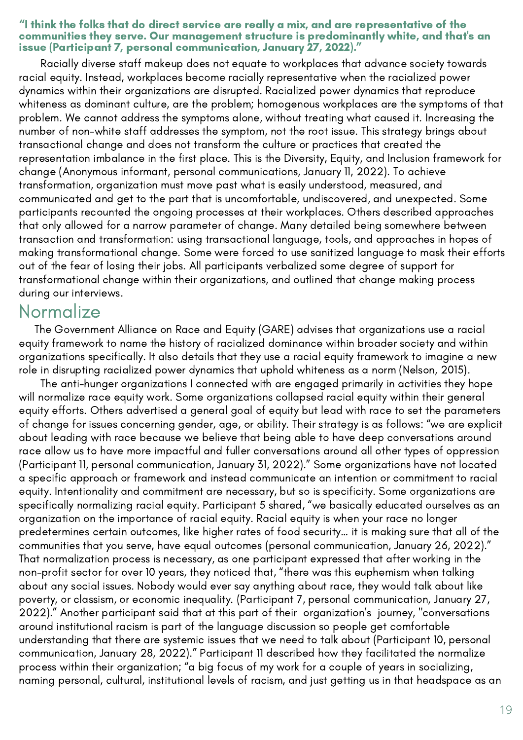**"I think the folks that do direct service are really a mix, and are representative of the communities they serve. Our management structure is predominantly white, and that's an issue (Participant 7, personal communication, January 27, 2022)."**

Racially diverse staff makeup does not equate to workplaces that advance society towards racial equity. Instead, workplaces become racially representative when the racialized power dynamics within their organizations are disrupted. Racialized power dynamics that reproduce whiteness as dominant culture, are the problem; homogenous workplaces are the symptoms of that problem. We cannot address the symptoms alone, without treating what caused it. Increasing the number of non-white staff addresses the symptom, not the root issue. This strategy brings about transactional change and does not transform the culture or practices that created the representation imbalance in the first place. This is the Diversity, Equity, and Inclusion framework for change (Anonymous informant, personal communications, January 11, 2022). To achieve transformation, organization must move past what is easily understood, measured, and communicated and get to the part that is uncomfortable, undiscovered, and unexpected. Some participants recounted the ongoing processes at their workplaces. Others described approaches that only allowed for a narrow parameter of change. Many detailed being somewhere between transaction and transformation: using transactional language, tools, and approaches in hopes of making transformational change. Some were forced to use sanitized language to mask their efforts out of the fear of losing their jobs. All participants verbalized some degree of support for transformational change within their organizations, and outlined that change making process during our interviews.

## Normalize

The Government Alliance on Race and Equity (GARE) advises that organizations use a racial equity framework to name the history of racialized dominance within broader society and within organizations specifically. It also details that they use a racial equity framework to imagine a new role in disrupting racialized power dynamics that uphold whiteness as a norm (Nelson, 2015).

The anti-hunger organizations I connected with are engaged primarily in activities they hope will normalize race equity work. Some organizations collapsed racial equity within their general equity efforts. Others advertised a general goal of equity but lead with race to set the parameters of change for issues concerning gender, age, or ability. Their strategy is as follows: "we are explicit about leading with race because we believe that being able to have deep conversations around race allow us to have more impactful and fuller conversations around all other types of oppression (Participant 11, personal communication, January 31, 2022)." Some organizations have not located a specific approach or framework and instead communicate an intention or commitment to racial equity. Intentionality and commitment are necessary, but so is specificity. Some organizations are specifically normalizing racial equity. Participant 5 shared, "we basically educated ourselves as an organization on the importance of racial equity. Racial equity is when your race no longer predetermines certain outcomes, like higher rates of food security... it is making sure that all of the communities that you serve, have equal outcomes (personal communication, January 26, 2022)." That normalization process is necessary, as one participant expressed that after working in the non-profit sector for over 10 years, they noticed that, "there was this euphemism when talking about any social issues. Nobody would ever say anything about race, they would talk about like poverty, or classism, or economic inequality. (Participant 7, personal communication, January 27, 2022)." Another participant said that at this part of their organization's journey, "conversations around institutional racism is part of the language discussion so people get comfortable understanding that there are systemic issues that we need to talk about (Participant 10, personal communication, January 28, 2022)." Participant 11 described how they facilitated the normalize process within their organization; "a big focus of my work for a couple of years in socializing, naming personal, cultural, institutional levels of racism, and just getting us in that headspace as an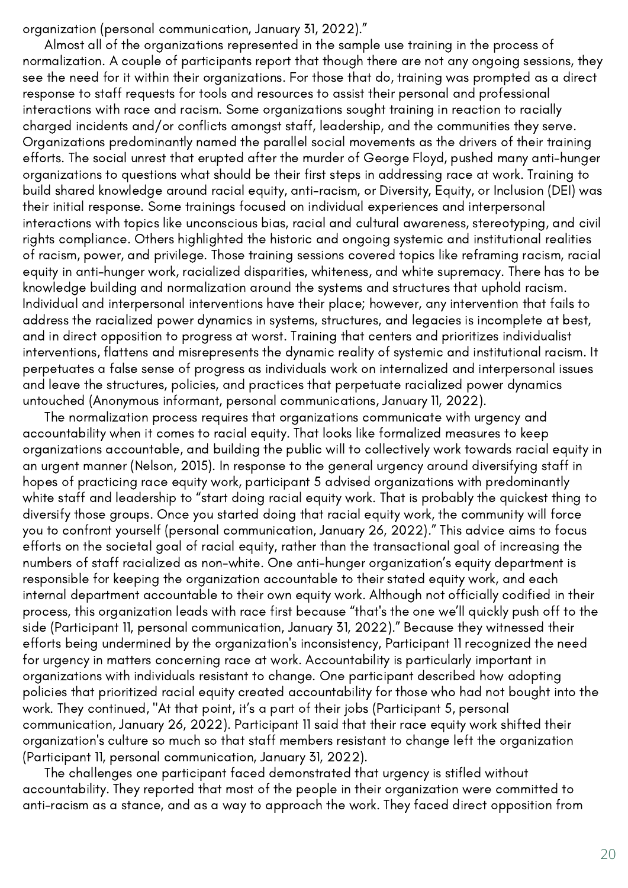organization (personal communication, January 31, 2022)."

Almost all of the organizations represented in the sample use training in the process of normalization. A couple of participants report that though there are not any ongoing sessions, they see the need for it within their organizations. For those that do, training was prompted as a direct response to staff requests for tools and resources to assist their personal and professional interactions with race and racism. Some organizations sought training in reaction to racially charged incidents and/or conflicts amongst staff, leadership, and the communities they serve. Organizations predominantly named the parallel social movements as the drivers of their training efforts. The social unrest that erupted after the murder of George Floyd, pushed many anti-hunger organizations to questions what should be their first steps in addressing race at work. Training to build shared knowledge around racial equity, anti-racism, or Diversity, Equity, or Inclusion (DEI) was their initial response. Some trainings focused on individual experiences and interpersonal interactions with topics like unconscious bias, racial and cultural awareness, stereotyping, and civil rights compliance. Others highlighted the historic and ongoing systemic and institutional realities of racism, power, and privilege. Those training sessions covered topics like reframing racism, racial equity in anti-hunger work, racialized disparities, whiteness, and white supremacy. There has to be knowledge building and normalization around the systems and structures that uphold racism. Individual and interpersonal interventions have their place; however, any intervention that fails to address the racialized power dynamics in systems, structures, and legacies is incomplete at best, and in direct opposition to progress at worst. Training that centers and prioritizes individualist interventions, flattens and misrepresents the dynamic reality of systemic and institutional racism. It perpetuates a false sense of progress as individuals work on internalized and interpersonal issues and leave the structures, policies, and practices that perpetuate racialized power dynamics untouched (Anonymous informant, personal communications, January 11, 2022).

The normalization process requires that organizations communicate with urgency and accountability when it comes to racial equity. That looks like formalized measures to keep organizations accountable, and building the public will to collectively work towards racial equity in an urgent manner (Nelson, 2015). In response to the general urgency around diversifying staff in hopes of practicing race equity work, participant 5 advised organizations with predominantly white staff and leadership to "start doing racial equity work. That is probably the quickest thing to diversify those groups. Once you started doing that racial equity work, the community will force you to confront yourself (personal communication, January 26, 2022)." This advice aims to focus efforts on the societal goal of racial equity, rather than the transactional goal of increasing the numbers of staff racialized as non-white. One anti-hunger organization's equity department is responsible for keeping the organization accountable to their stated equity work, and each internal department accountable to their own equity work. Although not officially codified in their process, this organization leads with race first because "that's the one we'll quickly push off to the side (Participant 11, personal communication, January 31, 2022)." Because they witnessed their efforts being undermined by the organization's inconsistency, Participant 11 recognized the need for urgency in matters concerning race at work. Accountability is particularly important in organizations with individuals resistant to change. One participant described how adopting policies that prioritized racial equity created accountability for those who had not bought into the work. They continued, "At that point, it's a part of their jobs (Participant 5, personal communication, January 26, 2022). Participant 11 said that their race equity work shifted their organization's culture so much so that staff members resistant to change left the organization (Participant 11, personal communication, January 31, 2022).

The challenges one participant faced demonstrated that urgency is stifled without accountability. They reported that most of the people in their organization were committed to anti-racism as a stance, and as a way to approach the work. They faced direct opposition from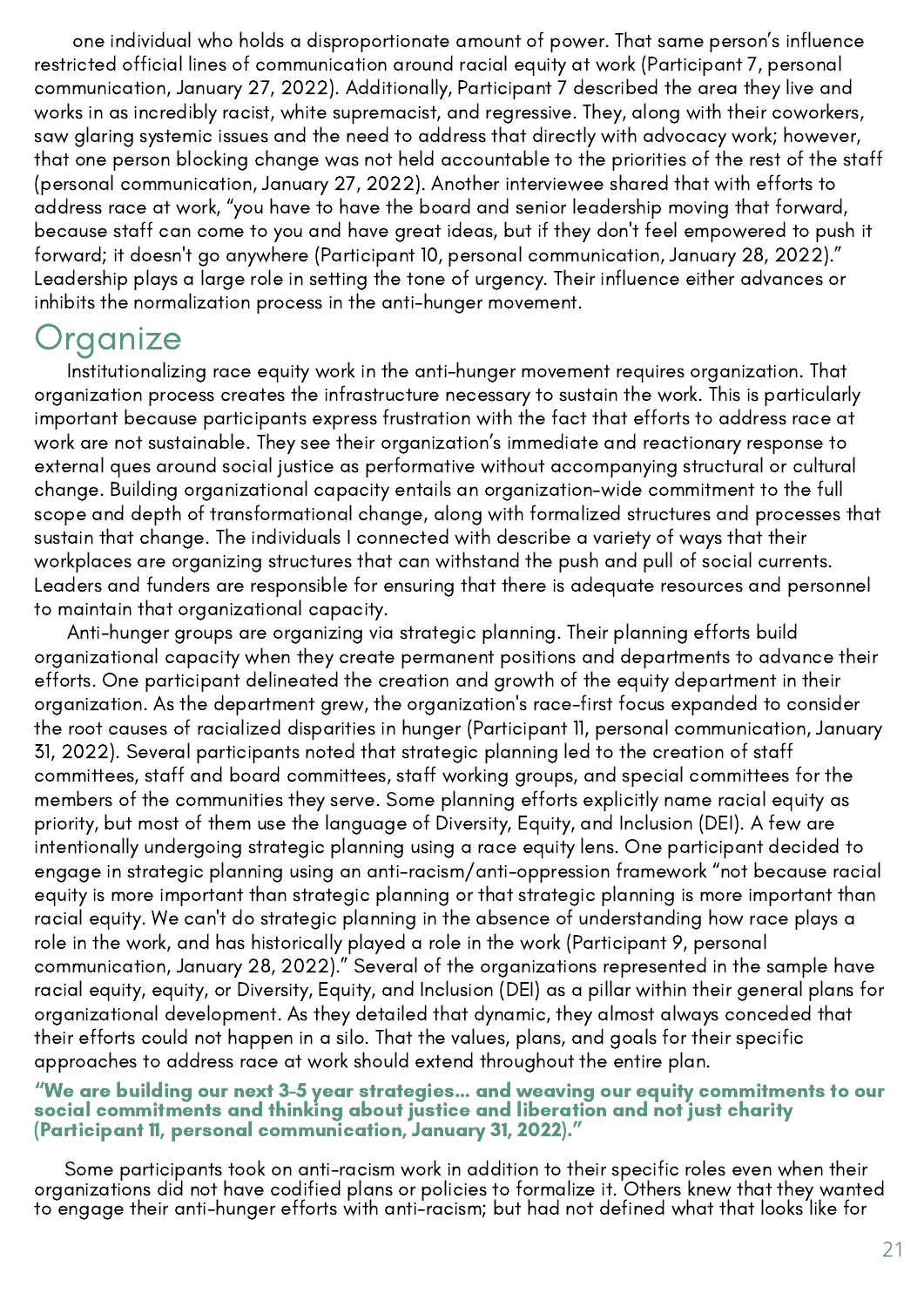one individual who holds a disproportionate amount of power. That same person's influence restricted official lines of communication around racial equity at work (Participant 7, personal communication, January 27, 2022). Additionally, Participant 7 described the area they live and works in as incredibly racist, white supremacist, and regressive. They, along with their coworkers, saw glaring systemic issues and the need to address that directly with advocacy work; however, that one person blocking change was not held accountable to the priorities of the rest of the staff (personal communication, January 27, 2022). Another interviewee shared that with efforts to address race at work, "you have to have the board and senior leadership moving that forward, because staff can come to you and have great ideas, but if they don't feel empowered to push it forward; it doesn't go anywhere (Participant 10, personal communication, January 28, 2022)." Leadership plays a large role in setting the tone of urgency. Their influence either advances or inhibits the normalization process in the anti-hunger movement.

## Organize

Institutionalizing race equity work in the anti-hunger movement requires organization. That organization process creates the infrastructure necessary to sustain the work. This is particularly important because participants express frustration with the fact that efforts to address race at work are not sustainable. They see their organization's immediate and reactionary response to external ques around social justice as performative without accompanying structural or cultural change. Building organizational capacity entails an organization-wide commitment to the full scope and depth of transformational change, along with formalized structures and processes that sustain that change. The individuals I connected with describe a variety of ways that their workplaces are organizing structures that can withstand the push and pull of social currents. Leaders and funders are responsible for ensuring that there is adequate resources and personnel to maintain that organizational capacity.

Anti-hunger groups are organizing via strategic planning. Their planning efforts build organizational capacity when they create permanent positions and departments to advance their efforts. One participant delineated the creation and growth of the equity department in their organization. As the department grew, the organization's race-first focus expanded to consider the root causes of racialized disparities in hunger (Participant 11, personal communication, January 31, 2022). Several participants noted that strategic planning led to the creation of staff committees, staff and board committees, staff working groups, and special committees for the members of the communities they serve. Some planning efforts explicitly name racial equity as priority, but most of them use the language of Diversity, Equity, and Inclusion (DEI). A few are intentionally undergoing strategic planning using a race equity lens. One participant decided to engage in strategic planning using an anti-racism/anti-oppression framework "not because racial equity is more important than strategic planning or that strategic planning is more important than racial equity. We can't do strategic planning in the absence of understanding how race plays a role in the work, and has historically played a role in the work (Participant 9, personal communication, January 28, 2022)." Several of the organizations represented in the sample have racial equity, equity, or Diversity, Equity, and Inclusion (DEI) as a pillar within their general plans for organizational development. As they detailed that dynamic, they almost always conceded that their efforts could not happen in a silo. That the values, plans, and goals for their specific approaches to address race at work should extend throughout the entire plan.

**"We are building our next 3-5 year strategies... and weaving our equity commitments to our social commitments and thinking about justice and liberation and not just charity (Participant 11, personal communication, January 31, 2022)."**

Some participants took on anti-racism work in addition to their specific roles even when their organizations did not have codified plans or policies to formalize it. Others knew that they wanted to engage their anti-hunger efforts with anti-racism; but had not defined what that looks like for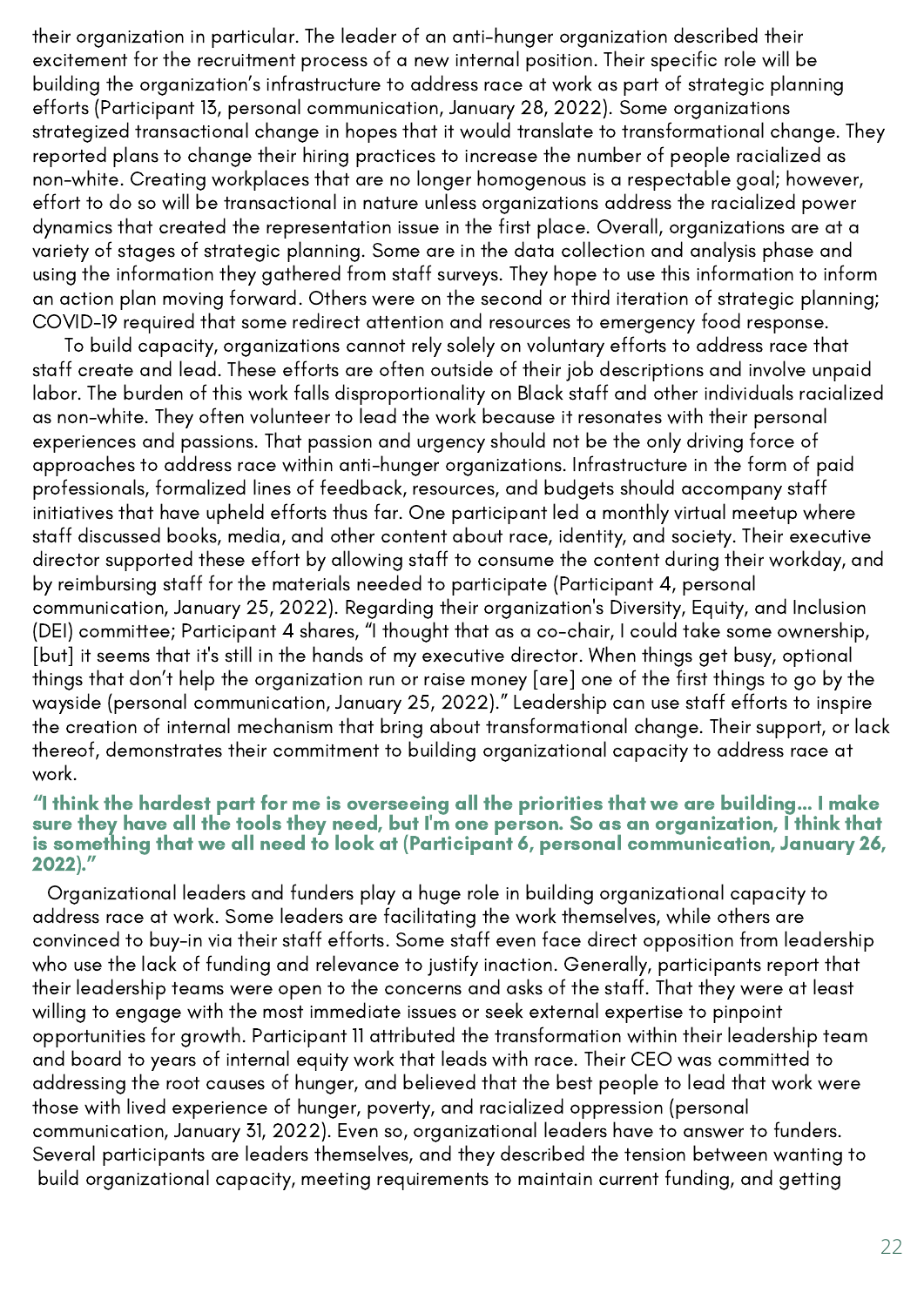their organization in particular. The leader of an anti-hunger organization described their excitement for the recruitment process of a new internal position. Their specific role will be building the organization's infrastructure to address race at work as part of strategic planning efforts (Participant 13, personal communication, January 28, 2022). Some organizations strategized transactional change in hopes that it would translate to transformational change. They reported plans to change their hiring practices to increase the number of people racialized as non-white. Creating workplaces that are no longer homogenous is a respectable goal; however, effort to do so will be transactional in nature unless organizations address the racialized power dynamics that created the representation issue in the first place. Overall, organizations are at a variety of stages of strategic planning. Some are in the data collection and analysis phase and using the information they gathered from staff surveys. They hope to use this information to inform an action plan moving forward. Others were on the second or third iteration of strategic planning; COVID-19 required that some redirect attention and resources to emergency food response.

To build capacity, organizations cannot rely solely on voluntary efforts to address race that staff create and lead. These efforts are often outside of their job descriptions and involve unpaid labor. The burden of this work falls disproportionality on Black staff and other individuals racialized as non-white. They often volunteer to lead the work because it resonates with their personal experiences and passions. That passion and urgency should not be the only driving force of approaches to address race within anti-hunger organizations. Infrastructure in the form of paid professionals, formalized lines of feedback, resources, and budgets should accompany staff initiatives that have upheld efforts thus far. One participant led a monthly virtual meetup where staff discussed books, media, and other content about race, identity, and society. Their executive director supported these effort by allowing staff to consume the content during their workday, and by reimbursing staff for the materials needed to participate (Participant 4, personal communication, January 25, 2022). Regarding their organization's Diversity, Equity, and Inclusion (DEI) committee; Participant 4 shares, "I thought that as a co-chair, I could take some ownership, [but] it seems that it's still in the hands of my executive director. When things get busy, optional things that don't help the organization run or raise money [are] one of the first things to go by the wayside (personal communication, January 25, 2022)." Leadership can use staff efforts to inspire the creation of internal mechanism that bring about transformational change. Their support, or lack thereof, demonstrates their commitment to building organizational capacity to address race at work.

**"I think the hardest part for me is overseeing all the priorities that we are building... I make sure they have all the tools they need, but I'm one person. So as an organization, I think that is something that we all need to look at (Participant 6, personal communication, January 26, 2022)."**

Organizational leaders and funders play a huge role in building organizational capacity to address race at work. Some leaders are facilitating the work themselves, while others are convinced to buy-in via their staff efforts. Some staff even face direct opposition from leadership who use the lack of funding and relevance to justify inaction. Generally, participants report that their leadership teams were open to the concerns and asks of the staff. That they were at least willing to engage with the most immediate issues or seek external expertise to pinpoint opportunities for growth. Participant 11 attributed the transformation within their leadership team and board to years of internal equity work that leads with race. Their CEO was committed to addressing the root causes of hunger, and believed that the best people to lead that work were those with lived experience of hunger, poverty, and racialized oppression (personal communication, January 31, 2022). Even so, organizational leaders have to answer to funders. Several participants are leaders themselves, and they described the tension between wanting to build organizational capacity, meeting requirements to maintain current funding, and getting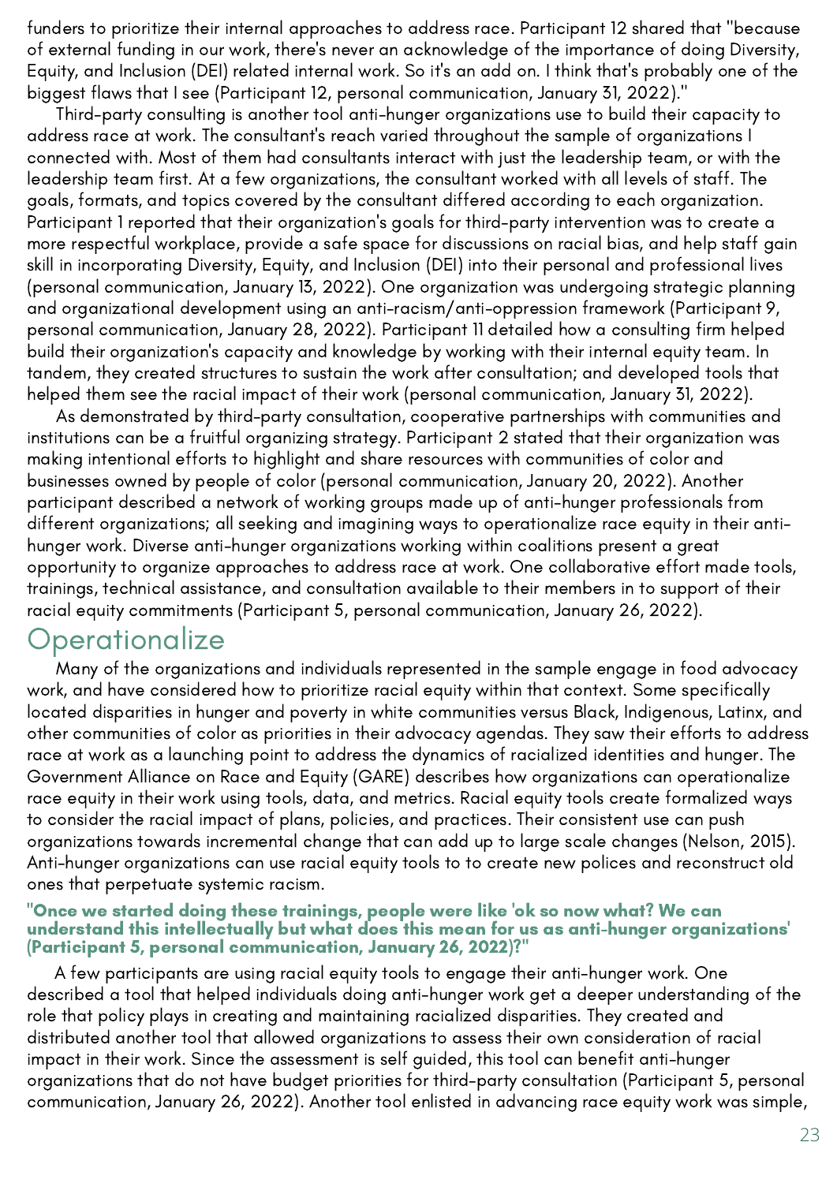funders to prioritize their internal approaches to address race. Participant 12 shared that "because of external funding in our work, there's never an acknowledge of the importance of doing Diversity, Equity, and Inclusion (DEI) related internal work. So it's an add on. I think that's probably one of the biggest flaws that I see (Participant 12, personal communication, January 31, 2022)."

Third-party consulting is another tool anti-hunger organizations use to build their capacity to address race at work. The consultant's reach varied throughout the sample of organizations I connected with. Most of them had consultants interact with just the leadership team, or with the leadership team first. At a few organizations, the consultant worked with all levels of staff. The goals, formats, and topics covered by the consultant differed according to each organization. Participant 1 reported that their organization's goals for third-party intervention was to create a more respectful workplace, provide a safe space for discussions on racial bias, and help staff gain skill in incorporating Diversity, Equity, and Inclusion (DEI) into their personal and professional lives (personal communication, January 13, 2022). One organization was undergoing strategic planning and organizational development using an anti-racism/anti-oppression framework (Participant 9, personal communication, January 28, 2022). Participant 11 detailed how a consulting firm helped build their organization's capacity and knowledge by working with their internal equity team. In tandem, they created structures to sustain the work after consultation; and developed tools that helped them see the racial impact of their work (personal communication, January 31, 2022).

As demonstrated by third-party consultation, cooperative partnerships with communities and institutions can be a fruitful organizing strategy. Participant 2 stated that their organization was making intentional efforts to highlight and share resources with communities of color and businesses owned by people of color (personal communication, January 20, 2022). Another participant described a network of working groups made up of anti-hunger professionals from different organizations; all seeking and imagining ways to operationalize race equity in their anti-hunger work. Diverse anti-hunger organizations working within coalitions present a great opportunity to organize approaches to address race at work. One collaborative effort made tools, trainings, technical assistance, and consultation available to their members in to support of their racial equity commitments (Participant 5, personal communication, January 26, 2022).

## Operationalize

Many of the organizations and individuals represented in the sample engage in food advocacy work, and have considered how to prioritize racial equity within that context. Some specifically located disparities in hunger and poverty in white communities versus Black, Indigenous, Latinx, and other communities of color as priorities in their advocacy agendas. They saw their efforts to address race at work as a launching point to address the dynamics of racialized identities and hunger. The Government Alliance on Race and Equity (GARE) describes how organizations can operationalize race equity in their work using tools, data, and metrics. Racial equity tools create formalized ways to consider the racial impact of plans, policies, and practices. Their consistent use can push organizations towards incremental change that can add up to large scale changes (Nelson, 2015). Anti-hunger organizations can use racial equity tools to to create new polices and reconstruct old ones that perpetuate systemic racism.

**"Once we started doing these trainings, people were like 'ok so now what? We can understand this intellectually but what does this mean for us as anti-hunger organizations' (Participant 5, personal communication, January 26, 2022)?"**

A few participants are using racial equity tools to engage their anti-hunger work. One described a tool that helped individuals doing anti-hunger work get a deeper understanding of the role that policy plays in creating and maintaining racialized disparities. They created and distributed another tool that allowed organizations to assess their own consideration of racial impact in their work. Since the assessment is self guided, this tool can benefit anti-hunger organizations that do not have budget priorities for third-party consultation (Participant 5, personal communication, January 26, 2022). Another tool enlisted in advancing race equity work was simple,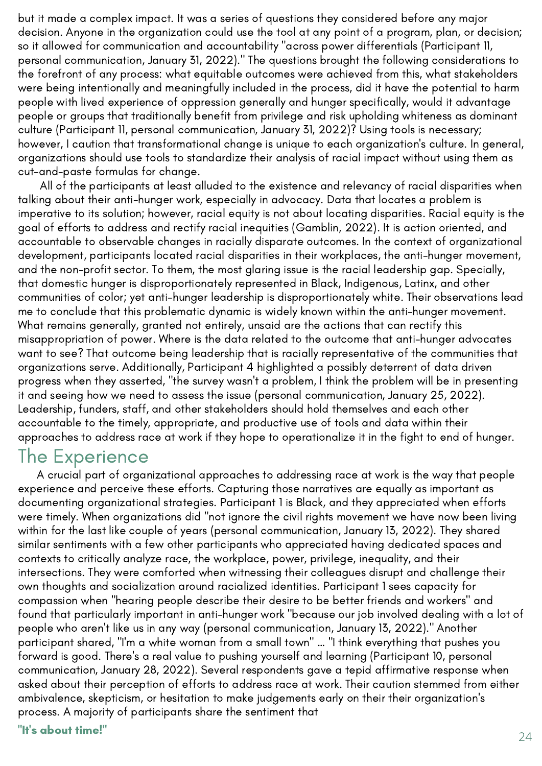but it made a complex impact. It was a series of questions they considered before any major decision. Anyone in the organization could use the tool at any point of a program, plan, or decision; so it allowed for communication and accountability "across power differentials (Participant 11, personal communication, January 31, 2022)." The questions brought the following considerations to the forefront of any process: what equitable outcomes were achieved from this, what stakeholders were being intentionally and meaningfully included in the process, did it have the potential to harm people with lived experience of oppression generally and hunger specifically, would it advantage people or groups that traditionally benefit from privilege and risk upholding whiteness as dominant culture (Participant 11, personal communication, January 31, 2022)? Using tools is necessary; however, I caution that transformational change is unique to each organization's culture. In general, organizations should use tools to standardize their analysis of racial impact without using them as cut-and-paste formulas for change.

All of the participants at least alluded to the existence and relevancy of racial disparities when talking about their anti-hunger work, especially in advocacy. Data that locates a problem is imperative to its solution; however, racial equity is not about locating disparities. Racial equity is the goal of efforts to address and rectify racial inequities (Gamblin, 2022). It is action oriented, and accountable to observable changes in racially disparate outcomes. In the context of organizational development, participants located racial disparities in their workplaces, the anti-hunger movement, and the non-profit sector. To them, the most glaring issue is the racial leadership gap. Specially, that domestic hunger is disproportionately represented in Black, Indigenous, Latinx, and other communities of color; yet anti-hunger leadership is disproportionately white. Their observations lead me to conclude that this problematic dynamic is widely known within the anti-hunger movement. What remains generally, granted not entirely, unsaid are the actions that can rectify this misappropriation of power. Where is the data related to the outcome that anti-hunger advocates want to see? That outcome being leadership that is racially representative of the communities that organizations serve. Additionally, Participant 4 highlighted a possibly deterrent of data driven progress when they asserted, "the survey wasn't a problem, I think the problem will be in presenting it and seeing how we need to assess the issue (personal communication, January 25, 2022). Leadership, funders, staff, and other stakeholders should hold themselves and each other accountable to the timely, appropriate, and productive use of tools and data within their approaches to address race at work if they hope to operationalize it in the fight to end of hunger.

## The Experience

A crucial part of organizational approaches to addressing race at work is the way that people experience and perceive these efforts. Capturing those narratives are equally as important as documenting organizational strategies. Participant 1 is Black, and they appreciated when efforts were timely. When organizations did "not ignore the civil rights movement we have now been living within for the last like couple of years (personal communication, January 13, 2022). They shared similar sentiments with a few other participants who appreciated having dedicated spaces and contexts to critically analyze race, the workplace, power, privilege, inequality, and their intersections. They were comforted when witnessing their colleagues disrupt and challenge their own thoughts and socialization around racialized identities. Participant 1 sees capacity for compassion when "hearing people describe their desire to be better friends and workers" and found that particularly important in anti-hunger work "because our job involved dealing with a lot of people who aren't like us in any way (personal communication, January 13, 2022)." Another participant shared, "I'm a white woman from a small town" ... "I think everything that pushes you forward is good. There's a real value to pushing yourself and learning (Participant 10, personal communication, January 28, 2022). Several respondents gave a tepid affirmative response when asked about their perception of efforts to address race at work. Their caution stemmed from either ambivalence, skepticism, or hesitation to make judgements early on their their organization's process. A majority of participants share the sentiment that

**"It's about time!"**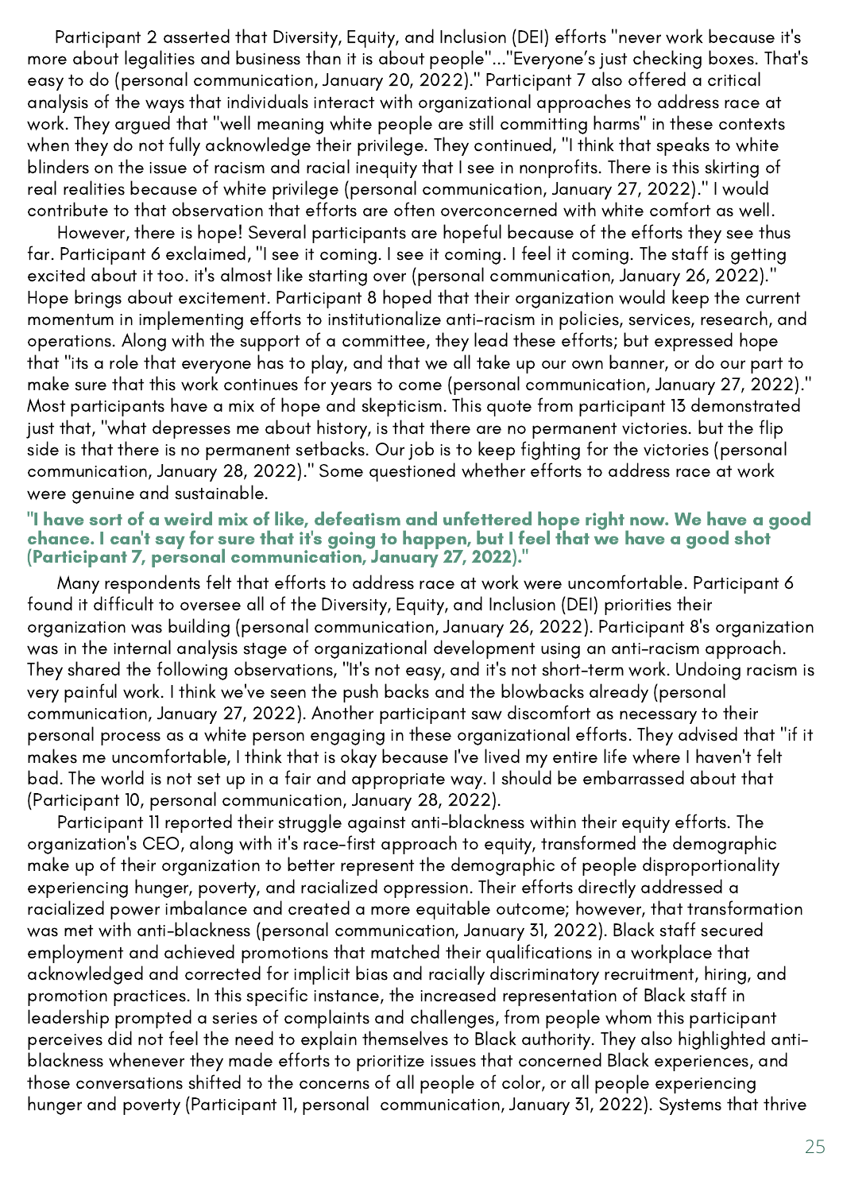Participant 2 asserted that Diversity, Equity, and Inclusion (DEI) efforts "never work because it's more about legalities and business than it is about people"..."Everyone's just checking boxes. That's easy to do (personal communication, January 20, 2022)." Participant 7 also offered a critical analysis of the ways that individuals interact with organizational approaches to address race at work. They argued that "well meaning white people are still committing harms" in these contexts when they do not fully acknowledge their privilege. They continued, "I think that speaks to white blinders on the issue of racism and racial inequity that I see in nonprofits. There is this skirting of real realities because of white privilege (personal communication, January 27, 2022)." I would contribute to that observation that efforts are often overconcerned with white comfort as well.

However, there is hope! Several participants are hopeful because of the efforts they see thus far. Participant 6 exclaimed, "I see it coming. I see it coming. I feel it coming. The staff is getting excited about it too. it's almost like starting over (personal communication, January 26, 2022)." Hope brings about excitement. Participant 8 hoped that their organization would keep the current momentum in implementing efforts to institutionalize anti-racism in policies, services, research, and operations. Along with the support of a committee, they lead these efforts; but expressed hope that "its a role that everyone has to play, and that we all take up our own banner, or do our part to make sure that this work continues for years to come (personal communication, January 27, 2022)." Most participants have a mix of hope and skepticism. This quote from participant 13 demonstrated just that, "what depresses me about history, is that there are no permanent victories. but the flip side is that there is no permanent setbacks. Our job is to keep fighting for the victories (personal communication, January 28, 2022)." Some questioned whether efforts to address race at work were genuine and sustainable.

**"I have sort of a weird mix of like, defeatism and unfettered hope right now. We have a good chance. I can't say for sure that it's going to happen, but I feel that we have a good shot (Participant 7, personal communication, January 27, 2022)."**

Many respondents felt that efforts to address race at work were uncomfortable. Participant 6 found it difficult to oversee all of the Diversity, Equity, and Inclusion (DEI) priorities their organization was building (personal communication, January 26, 2022). Participant 8's organization was in the internal analysis stage of organizational development using an anti-racism approach. They shared the following observations, "It's not easy, and it's not short-term work. Undoing racism is very painful work. I think we've seen the push backs and the blowbacks already (personal communication, January 27, 2022). Another participant saw discomfort as necessary to their personal process as a white person engaging in these organizational efforts. They advised that "if it makes me uncomfortable, I think that is okay because I've lived my entire life where I haven't felt bad. The world is not set up in a fair and appropriate way. I should be embarrassed about that (Participant 10, personal communication, January 28, 2022).

Participant 11 reported their struggle against anti-blackness within their equity efforts. The organization's CEO, along with it's race-first approach to equity, transformed the demographic make up of their organization to better represent the demographic of people disproportionality experiencing hunger, poverty, and racialized oppression. Their efforts directly addressed a racialized power imbalance and created a more equitable outcome; however, that transformation was met with anti-blackness (personal communication, January 31, 2022). Black staff secured employment and achieved promotions that matched their qualifications in a workplace that acknowledged and corrected for implicit bias and racially discriminatory recruitment, hiring, and promotion practices. In this specific instance, the increased representation of Black staff in leadership prompted a series of complaints and challenges, from people whom this participant perceives did not feel the need to explain themselves to Black authority. They also highlighted anti-blackness whenever they made efforts to prioritize issues that concerned Black experiences, and those conversations shifted to the concerns of all people of color, or all people experiencing hunger and poverty (Participant 11, personal communication, January 31, 2022). Systems that thrive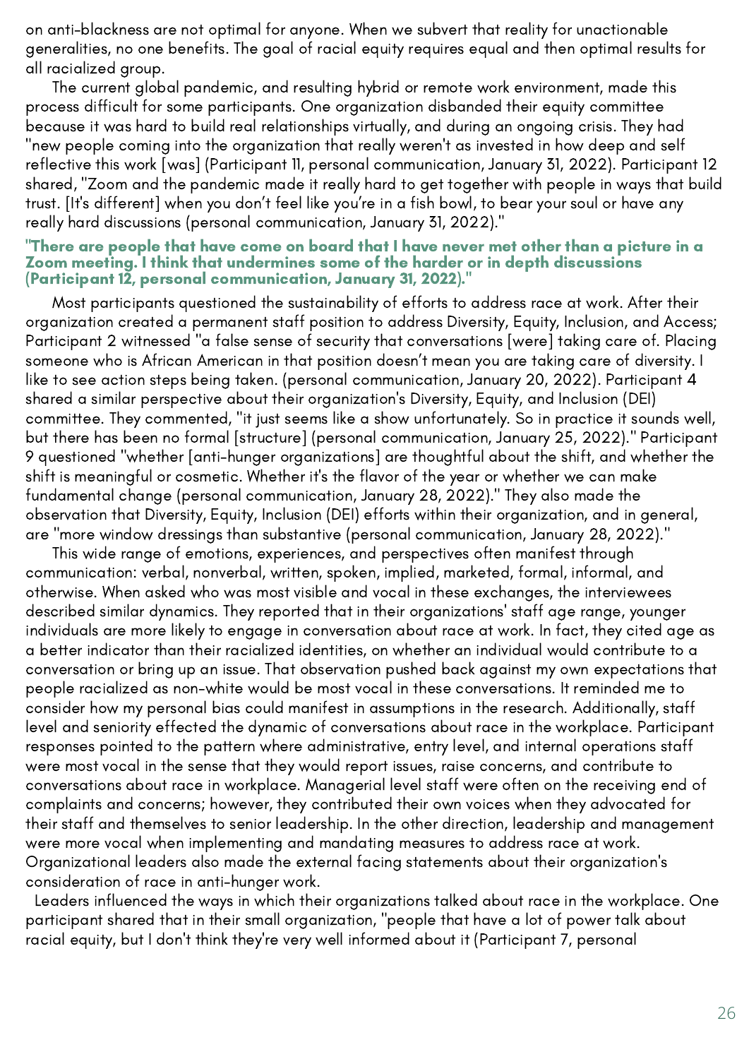on anti-blackness are not optimal for anyone. When we subvert that reality for unactionable generalities, no one benefits. The goal of racial equity requires equal and then optimal results for all racialized group.

The current global pandemic, and resulting hybrid or remote work environment, made this process difficult for some participants. One organization disbanded their equity committee because it was hard to build real relationships virtually, and during an ongoing crisis. They had "new people coming into the organization that really weren't as invested in how deep and self reflective this work [was] (Participant 11, personal communication, January 31, 2022). Participant 12 shared, "Zoom and the pandemic made it really hard to get together with people in ways that build trust. [It's different] when you don't feel like you're in a fish bowl, to bear your soul or have any really hard discussions (personal communication, January 31, 2022)."

**"There are people that have come on board that I have never met other than a picture in a Zoom meeting. I think that undermines some of the harder or in depth discussions (Participant 12, personal communication, January 31, 2022)."**

Most participants questioned the sustainability of efforts to address race at work. After their organization created a permanent staff position to address Diversity, Equity, Inclusion, and Access; Participant 2 witnessed "a false sense of security that conversations [were] taking care of. Placing someone who is African American in that position doesn't mean you are taking care of diversity. I like to see action steps being taken. (personal communication, January 20, 2022). Participant 4 shared a similar perspective about their organization's Diversity, Equity, and Inclusion (DEI) committee. They commented, "it just seems like a show unfortunately. So in practice it sounds well, but there has been no formal [structure] (personal communication, January 25, 2022)." Participant 9 questioned "whether [anti-hunger organizations] are thoughtful about the shift, and whether the shift is meaningful or cosmetic. Whether it's the flavor of the year or whether we can make fundamental change (personal communication, January 28, 2022)." They also made the observation that Diversity, Equity, Inclusion (DEI) efforts within their organization, and in general, are "more window dressings than substantive (personal communication, January 28, 2022)."

This wide range of emotions, experiences, and perspectives often manifest through communication: verbal, nonverbal, written, spoken, implied, marketed, formal, informal, and otherwise. When asked who was most visible and vocal in these exchanges, the interviewees described similar dynamics. They reported that in their organizations' staff age range, younger individuals are more likely to engage in conversation about race at work. In fact, they cited age as a better indicator than their racialized identities, on whether an individual would contribute to a conversation or bring up an issue. That observation pushed back against my own expectations that people racialized as non-white would be most vocal in these conversations. It reminded me to consider how my personal bias could manifest in assumptions in the research. Additionally, staff level and seniority effected the dynamic of conversations about race in the workplace. Participant responses pointed to the pattern where administrative, entry level, and internal operations staff were most vocal in the sense that they would report issues, raise concerns, and contribute to conversations about race in workplace. Managerial level staff were often on the receiving end of complaints and concerns; however, they contributed their own voices when they advocated for their staff and themselves to senior leadership. In the other direction, leadership and management were more vocal when implementing and mandating measures to address race at work. Organizational leaders also made the external facing statements about their organization's consideration of race in anti-hunger work.

Leaders influenced the ways in which their organizations talked about race in the workplace. One participant shared that in their small organization, "people that have a lot of power talk about racial equity, but I don't think they're very well informed about it (Participant 7, personal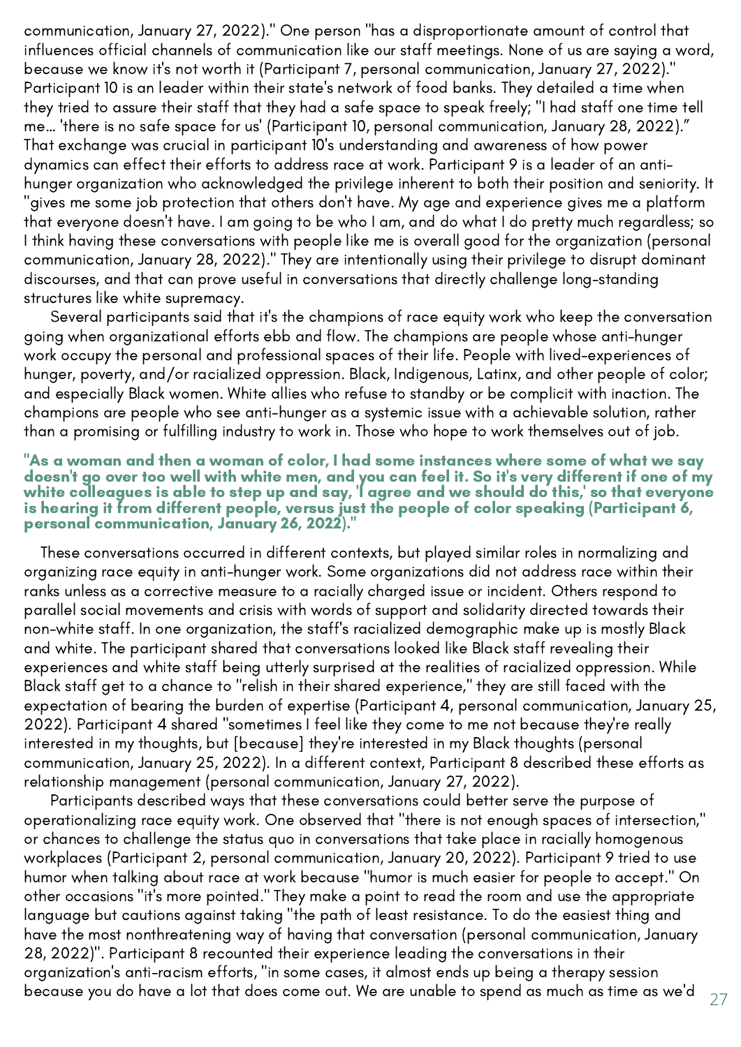communication, January 27, 2022)." One person "has a disproportionate amount of control that influences official channels of communication like our staff meetings. None of us are saying a word, because we know it's not worth it (Participant 7, personal communication, January 27, 2022)." Participant 10 is an leader within their state's network of food banks. They detailed a time when they tried to assure their staff that they had a safe space to speak freely; "I had staff one time tell me... 'there is no safe space for us' (Participant 10, personal communication, January 28, 2022)." That exchange was crucial in participant 10's understanding and awareness of how power dynamics can effect their efforts to address race at work. Participant 9 is a leader of an anti-hunger organization who acknowledged the privilege inherent to both their position and seniority. It "gives me some job protection that others don't have. My age and experience gives me a platform that everyone doesn't have. I am going to be who I am, and do what I do pretty much regardless; so I think having these conversations with people like me is overall good for the organization (personal communication, January 28, 2022)." They are intentionally using their privilege to disrupt dominant discourses, and that can prove useful in conversations that directly challenge long-standing structures like white supremacy.

Several participants said that it's the champions of race equity work who keep the conversation going when organizational efforts ebb and flow. The champions are people whose anti-hunger work occupy the personal and professional spaces of their life. People with lived-experiences of hunger, poverty, and/or racialized oppression. Black, Indigenous, Latinx, and other people of color; and especially Black women. White allies who refuse to standby or be complicit with inaction. The champions are people who see anti-hunger as a systemic issue with a achievable solution, rather than a promising or fulfilling industry to work in. Those who hope to work themselves out of job.

**"As a woman and then a woman of color, I had some instances where some of what we say doesn't go over too well with white men, and you can feel it. So it's very different if one of my white colleagues is able to step up and say, 'I agree and we should do this,' so that everyone is hearing it from different people, versus just the people of color speaking (Participant 6, personal communication, January 26, 2022)."**

These conversations occurred in different contexts, but played similar roles in normalizing and organizing race equity in anti-hunger work. Some organizations did not address race within their ranks unless as a corrective measure to a racially charged issue or incident. Others respond to parallel social movements and crisis with words of support and solidarity directed towards their non-white staff. In one organization, the staff's racialized demographic make up is mostly Black and white. The participant shared that conversations looked like Black staff revealing their experiences and white staff being utterly surprised at the realities of racialized oppression. While Black staff get to a chance to "relish in their shared experience," they are still faced with the expectation of bearing the burden of expertise (Participant 4, personal communication, January 25, 2022). Participant 4 shared "sometimes I feel like they come to me not because they're really interested in my thoughts, but [because] they're interested in my Black thoughts (personal communication, January 25, 2022). In a different context, Participant 8 described these efforts as relationship management (personal communication, January 27, 2022).

Participants described ways that these conversations could better serve the purpose of operationalizing race equity work. One observed that "there is not enough spaces of intersection," or chances to challenge the status quo in conversations that take place in racially homogenous workplaces (Participant 2, personal communication, January 20, 2022). Participant 9 tried to use humor when talking about race at work because "humor is much easier for people to accept." On other occasions "it's more pointed." They make a point to read the room and use the appropriate language but cautions against taking "the path of least resistance. To do the easiest thing and have the most nonthreatening way of having that conversation (personal communication, January 28, 2022)". Participant 8 recounted their experience leading the conversations in their organization's anti-racism efforts, "in some cases, it almost ends up being a therapy session because you do have a lot that does come out. We are unable to spend as much as time as we'd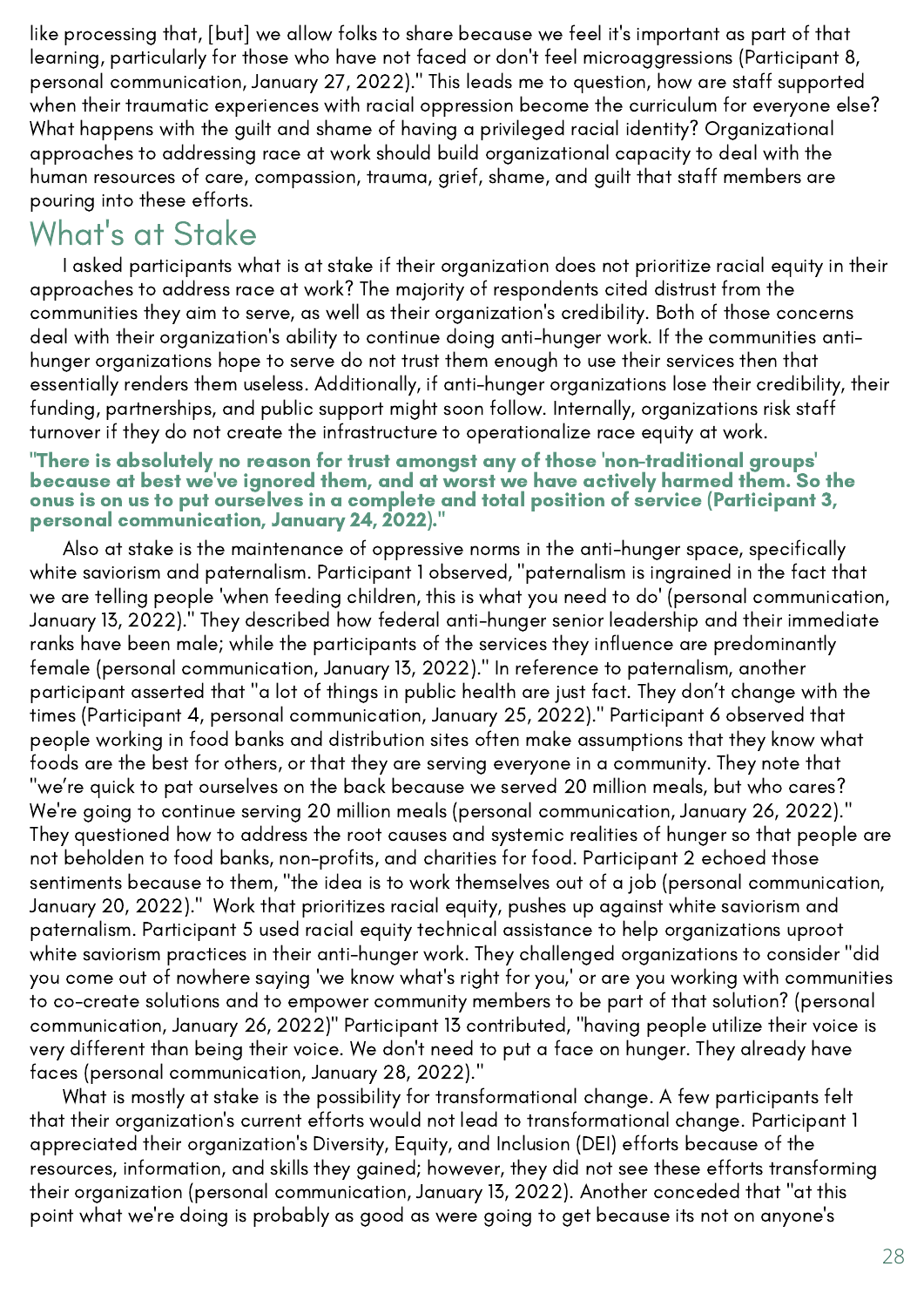like processing that, [but] we allow folks to share because we feel it's important as part of that learning, particularly for those who have not faced or don't feel microaggressions (Participant 8, personal communication, January 27, 2022)." This leads me to question, how are staff supported when their traumatic experiences with racial oppression become the curriculum for everyone else? What happens with the guilt and shame of having a privileged racial identity? Organizational approaches to addressing race at work should build organizational capacity to deal with the human resources of care, compassion, trauma, grief, shame, and guilt that staff members are pouring into these efforts.

## What's at Stake

I asked participants what is at stake if their organization does not prioritize racial equity in their approaches to address race at work? The majority of respondents cited distrust from the communities they aim to serve, as well as their organization's credibility. Both of those concerns deal with their organization's ability to continue doing anti-hunger work. If the communities anti-hunger organizations hope to serve do not trust them enough to use their services then that essentially renders them useless. Additionally, if anti-hunger organizations lose their credibility, their funding, partnerships, and public support might soon follow. Internally, organizations risk staff turnover if they do not create the infrastructure to operationalize race equity at work.

**"There is absolutely no reason for trust amongst any of those 'non-traditional groups' because at best we've ignored them, and at worst we have actively harmed them. So the onus is on us to put ourselves in a complete and total position of service (Participant 3, personal communication, January 24, 2022)."**

Also at stake is the maintenance of oppressive norms in the anti-hunger space, specifically white saviorism and paternalism. Participant 1 observed, "paternalism is ingrained in the fact that we are telling people 'when feeding children, this is what you need to do' (personal communication, January 13, 2022)." They described how federal anti-hunger senior leadership and their immediate ranks have been male; while the participants of the services they influence are predominantly female (personal communication, January 13, 2022)." In reference to paternalism, another participant asserted that "a lot of things in public health are just fact. They don't change with the times (Participant 4, personal communication, January 25, 2022)." Participant 6 observed that people working in food banks and distribution sites often make assumptions that they know what foods are the best for others, or that they are serving everyone in a community. They note that "we're quick to pat ourselves on the back because we served 20 million meals, but who cares? We're going to continue serving 20 million meals (personal communication, January 26, 2022)." They questioned how to address the root causes and systemic realities of hunger so that people are not beholden to food banks, non-profits, and charities for food. Participant 2 echoed those sentiments because to them, "the idea is to work themselves out of a job (personal communication, January 20, 2022)." Work that prioritizes racial equity, pushes up against white saviorism and paternalism. Participant 5 used racial equity technical assistance to help organizations uproot white saviorism practices in their anti-hunger work. They challenged organizations to consider "did you come out of nowhere saying 'we know what's right for you,' or are you working with communities to co-create solutions and to empower community members to be part of that solution? (personal communication, January 26, 2022)" Participant 13 contributed, "having people utilize their voice is very different than being their voice. We don't need to put a face on hunger. They already have faces (personal communication, January 28, 2022)."

What is mostly at stake is the possibility for transformational change. A few participants felt that their organization's current efforts would not lead to transformational change. Participant 1 appreciated their organization's Diversity, Equity, and Inclusion (DEI) efforts because of the resources, information, and skills they gained; however, they did not see these efforts transforming their organization (personal communication, January 13, 2022). Another conceded that "at this point what we're doing is probably as good as were going to get because its not on anyone's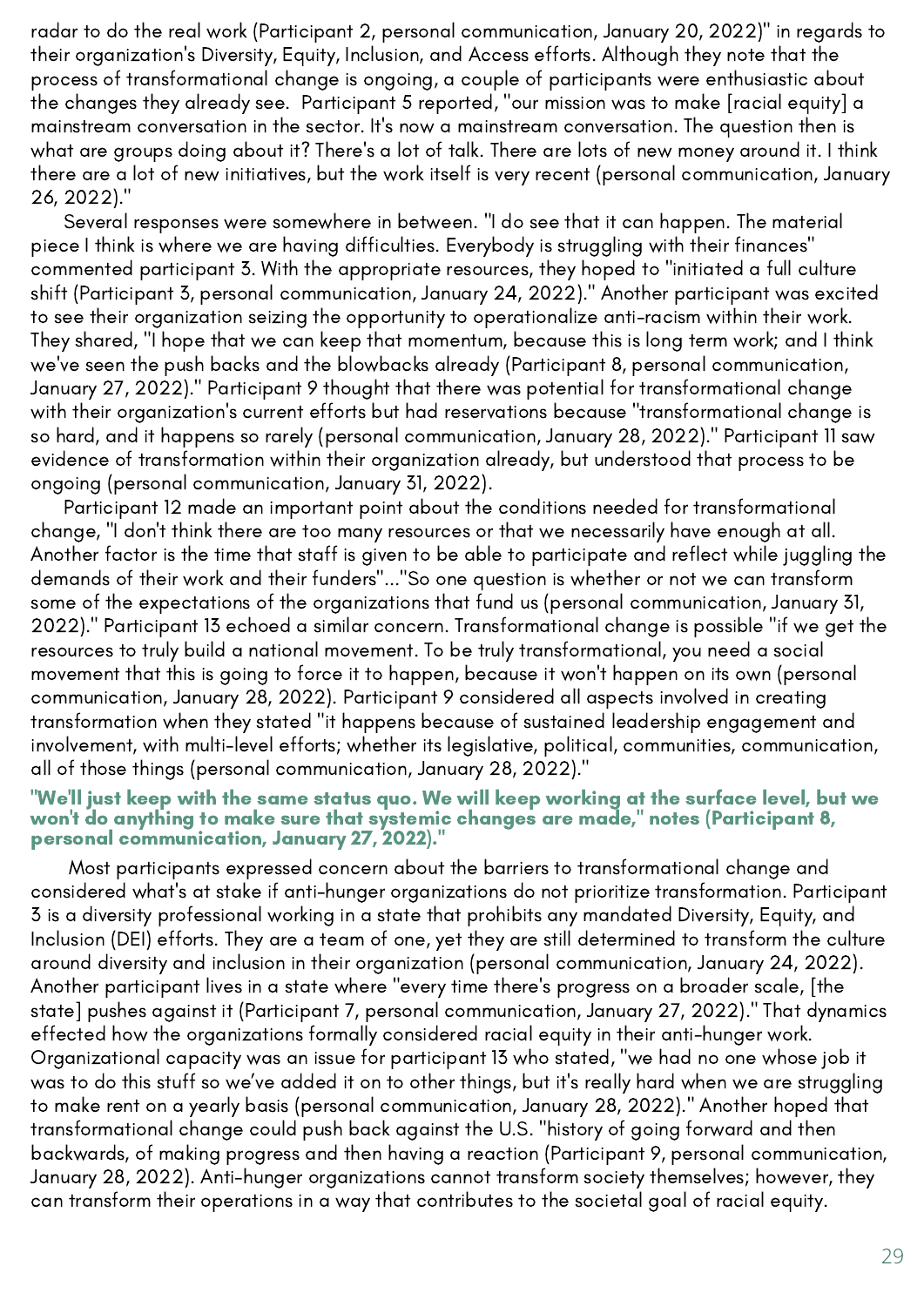radar to do the real work (Participant 2, personal communication, January 20, 2022)" in regards to their organization's Diversity, Equity, Inclusion, and Access efforts. Although they note that the process of transformational change is ongoing, a couple of participants were enthusiastic about the changes they already see. Participant 5 reported, "our mission was to make [racial equity] a mainstream conversation in the sector. It's now a mainstream conversation. The question then is what are groups doing about it? There's a lot of talk. There are lots of new money around it. I think there are a lot of new initiatives, but the work itself is very recent (personal communication, January 26, 2022)."

Several responses were somewhere in between. "I do see that it can happen. The material piece I think is where we are having difficulties. Everybody is struggling with their finances" commented participant 3. With the appropriate resources, they hoped to "initiated a full culture shift (Participant 3, personal communication, January 24, 2022)." Another participant was excited to see their organization seizing the opportunity to operationalize anti-racism within their work. They shared, "I hope that we can keep that momentum, because this is long term work; and I think we've seen the push backs and the blowbacks already (Participant 8, personal communication, January 27, 2022)." Participant 9 thought that there was potential for transformational change with their organization's current efforts but had reservations because "transformational change is so hard, and it happens so rarely (personal communication, January 28, 2022)." Participant 11 saw evidence of transformation within their organization already, but understood that process to be ongoing (personal communication, January 31, 2022).

Participant 12 made an important point about the conditions needed for transformational change, "I don't think there are too many resources or that we necessarily have enough at all. Another factor is the time that staff is given to be able to participate and reflect while juggling the demands of their work and their funders"..."So one question is whether or not we can transform some of the expectations of the organizations that fund us (personal communication, January 31, 2022)." Participant 13 echoed a similar concern. Transformational change is possible "if we get the resources to truly build a national movement. To be truly transformational, you need a social movement that this is going to force it to happen, because it won't happen on its own (personal communication, January 28, 2022). Participant 9 considered all aspects involved in creating transformation when they stated "it happens because of sustained leadership engagement and involvement, with multi-level efforts; whether its legislative, political, communities, communication, all of those things (personal communication, January 28, 2022)."

**"We'll just keep with the same status quo. We will keep working at the surface level, but we won't do anything to make sure that systemic changes are made," notes (Participant 8, personal communication, January 27, 2022)."**

Most participants expressed concern about the barriers to transformational change and considered what's at stake if anti-hunger organizations do not prioritize transformation. Participant 3 is a diversity professional working in a state that prohibits any mandated Diversity, Equity, and Inclusion (DEI) efforts. They are a team of one, yet they are still determined to transform the culture around diversity and inclusion in their organization (personal communication, January 24, 2022). Another participant lives in a state where "every time there's progress on a broader scale, [the state] pushes against it (Participant 7, personal communication, January 27, 2022)." That dynamics effected how the organizations formally considered racial equity in their anti-hunger work. Organizational capacity was an issue for participant 13 who stated, "we had no one whose job it was to do this stuff so we've added it on to other things, but it's really hard when we are struggling to make rent on a yearly basis (personal communication, January 28, 2022)." Another hoped that transformational change could push back against the U.S. "history of going forward and then backwards, of making progress and then having a reaction (Participant 9, personal communication, January 28, 2022). Anti-hunger organizations cannot transform society themselves; however, they can transform their operations in a way that contributes to the societal goal of racial equity.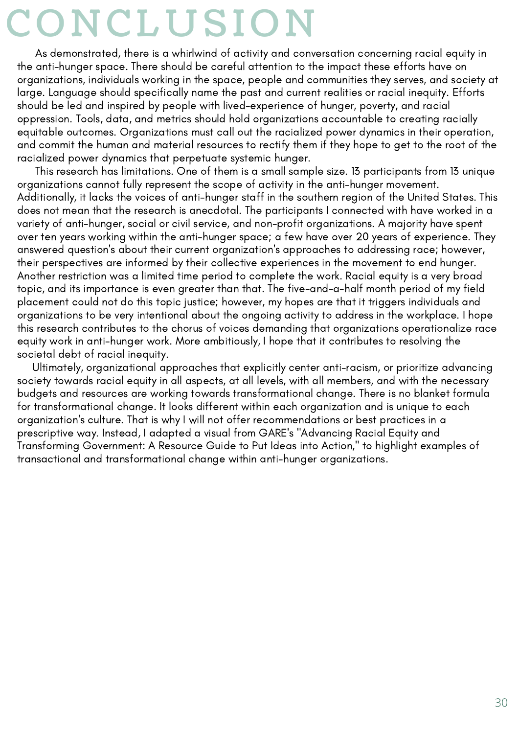# CONCLUSION

As demonstrated, there is a whirlwind of activity and conversation concerning racial equity in the anti-hunger space. There should be careful attention to the impact these efforts have on organizations, individuals working in the space, people and communities they serves, and society at large. Language should specifically name the past and current realities or racial inequity. Efforts should be led and inspired by people with lived-experience of hunger, poverty, and racial oppression. Tools, data, and metrics should hold organizations accountable to creating racially equitable outcomes. Organizations must call out the racialized power dynamics in their operation, and commit the human and material resources to rectify them if they hope to get to the root of the racialized power dynamics that perpetuate systemic hunger.

This research has limitations. One of them is a small sample size. 13 participants from 13 unique organizations cannot fully represent the scope of activity in the anti-hunger movement. Additionally, it lacks the voices of anti-hunger staff in the southern region of the United States. This does not mean that the research is anecdotal. The participants I connected with have worked in a variety of anti-hunger, social or civil service, and non-profit organizations. A majority have spent over ten years working within the anti-hunger space; a few have over 20 years of experience. They answered question's about their current organization's approaches to addressing race; however, their perspectives are informed by their collective experiences in the movement to end hunger. Another restriction was a limited time period to complete the work. Racial equity is a very broad topic, and its importance is even greater than that. The five-and-a-half month period of my field placement could not do this topic justice; however, my hopes are that it triggers individuals and organizations to be very intentional about the ongoing activity to address in the workplace. I hope this research contributes to the chorus of voices demanding that organizations operationalize race equity work in anti-hunger work. More ambitiously, I hope that it contributes to resolving the societal debt of racial inequity.

Ultimately, organizational approaches that explicitly center anti-racism, or prioritize advancing society towards racial equity in all aspects, at all levels, with all members, and with the necessary budgets and resources are working towards transformational change. There is no blanket formula for transformational change. It looks different within each organization and is unique to each organization's culture. That is why I will not offer recommendations or best practices in a prescriptive way. Instead, I adapted a visual from GARE's "Advancing Racial Equity and Transforming Government: A Resource Guide to Put Ideas into Action," to highlight examples of transactional and transformational change within anti-hunger organizations.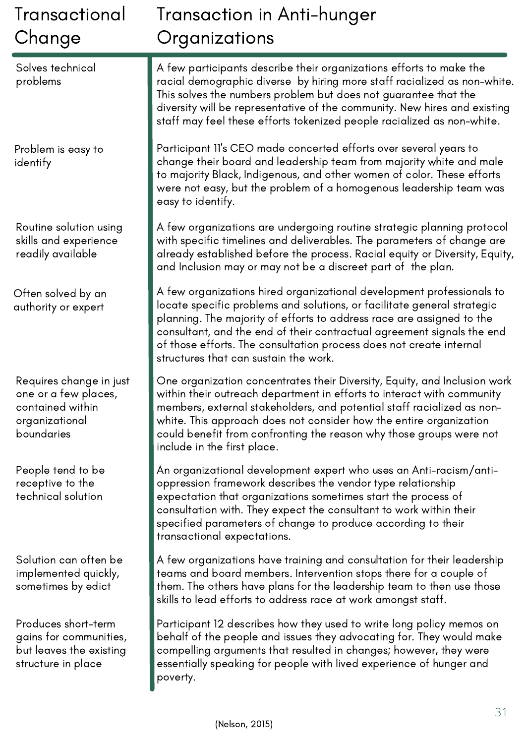| Transactional Change | Transaction in Anti-hunger Organizations |
|---|---|
| Solves technical problems | A few participants describe their organizations efforts to make the racial demographic diverse by hiring more staff racialized as non-white. This solves the numbers problem but does not guarantee that the diversity will be representative of the community. New hires and existing staff may feel these efforts tokenized people racialized as non-white. |
| Problem is easy to identify | Participant 11's CEO made concerted efforts over several years to change their board and leadership team from majority white and male to majority Black, Indigenous, and other women of color. These efforts were not easy, but the problem of a homogenous leadership team was easy to identify. |
| Routine solution using skills and experience readily available | A few organizations are undergoing routine strategic planning protocol with specific timelines and deliverables. The parameters of change are already established before the process. Racial equity or Diversity, Equity, and Inclusion may or may not be a discreet part of the plan. |
| Often solved by an authority or expert | A few organizations hired organizational development professionals to locate specific problems and solutions, or facilitate general strategic planning. The majority of efforts to address race are assigned to the consultant, and the end of their contractual agreement signals the end of those efforts. The consultation process does not create internal structures that can sustain the work. |
| Requires change in just one or a few places, contained within organizational boundaries | One organization concentrates their Diversity, Equity, and Inclusion work within their outreach department in efforts to interact with community members, external stakeholders, and potential staff racialized as non-white. This approach does not consider how the entire organization could benefit from confronting the reason why those groups were not include in the first place. |
| People tend to be receptive to the technical solution | An organizational development expert who uses an Anti-racism/anti-oppression framework describes the vendor type relationship expectation that organizations sometimes start the process of consultation with. They expect the consultant to work within their specified parameters of change to produce according to their transactional expectations. |
| Solution can often be implemented quickly, sometimes by edict | A few organizations have training and consultation for their leadership teams and board members. Intervention stops there for a couple of them. The others have plans for the leadership team to then use those skills to lead efforts to address race at work amongst staff. |
| Produces short-term gains for communities, but leaves the existing structure in place | Participant 12 describes how they used to write long policy memos on behalf of the people and issues they advocating for. They would make compelling arguments that resulted in changes; however, they were essentially speaking for people with lived experience of hunger and poverty. |

(Nelson, 2015)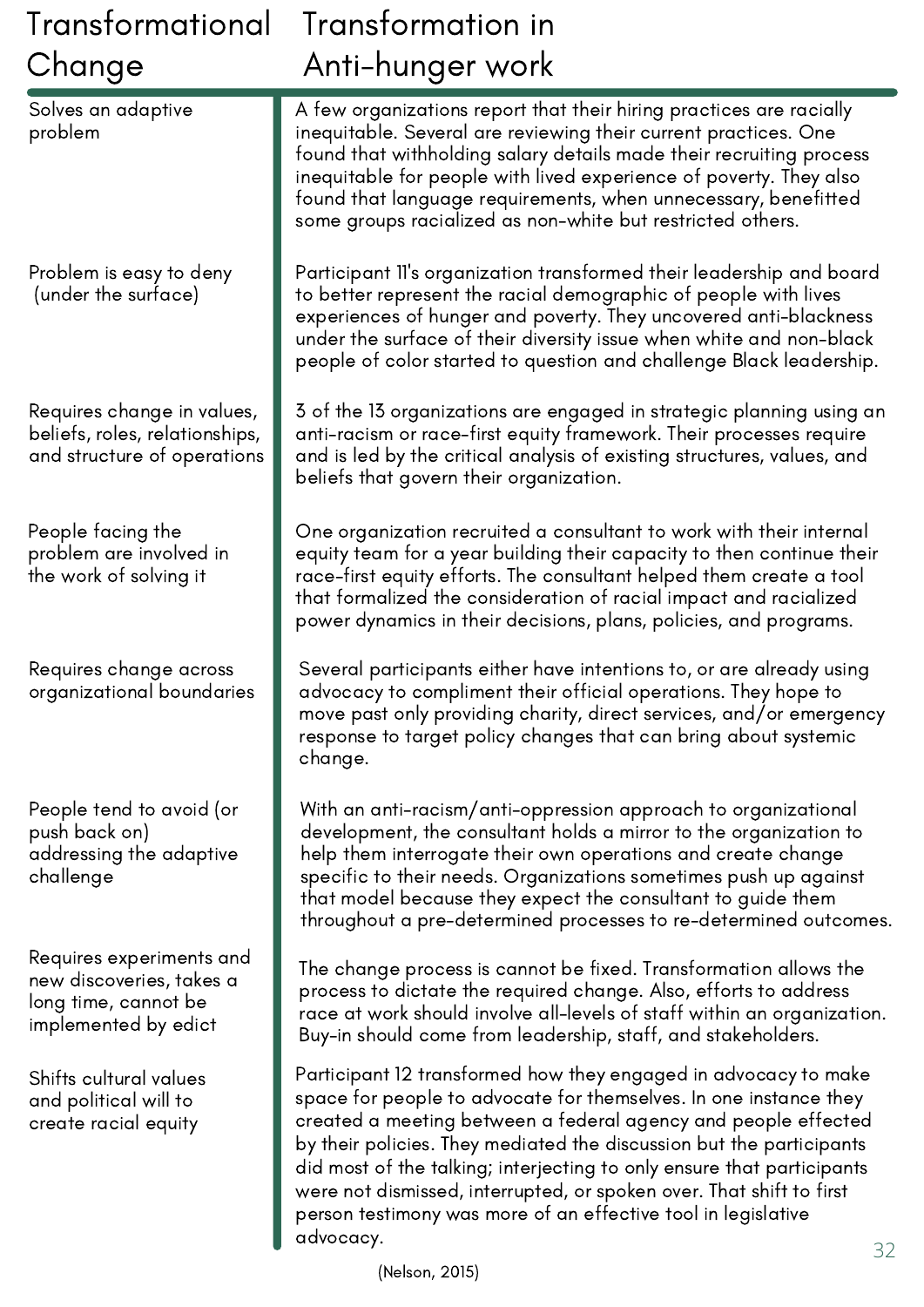| Transformational Change | Transformation in Anti-hunger work |
|---|---|
| Solves an adaptive problem | A few organizations report that their hiring practices are racially inequitable. Several are reviewing their current practices. One found that withholding salary details made their recruiting process inequitable for people with lived experience of poverty. They also found that language requirements, when unnecessary, benefitted some groups racialized as non-white but restricted others. |
| Problem is easy to deny (under the surface) | Participant 11's organization transformed their leadership and board to better represent the racial demographic of people with lives experiences of hunger and poverty. They uncovered anti-blackness under the surface of their diversity issue when white and non-black people of color started to question and challenge Black leadership. |
| Requires change in values, beliefs, roles, relationships, and structure of operations | 3 of the 13 organizations are engaged in strategic planning using an anti-racism or race-first equity framework. Their processes require and is led by the critical analysis of existing structures, values, and beliefs that govern their organization. |
| People facing the problem are involved in the work of solving it | One organization recruited a consultant to work with their internal equity team for a year building their capacity to then continue their race-first equity efforts. The consultant helped them create a tool that formalized the consideration of racial impact and racialized power dynamics in their decisions, plans, policies, and programs. |
| Requires change across organizational boundaries | Several participants either have intentions to, or are already using advocacy to compliment their official operations. They hope to move past only providing charity, direct services, and/or emergency response to target policy changes that can bring about systemic change. |
| People tend to avoid (or push back on) addressing the adaptive challenge | With an anti-racism/anti-oppression approach to organizational development, the consultant holds a mirror to the organization to help them interrogate their own operations and create change specific to their needs. Organizations sometimes push up against that model because they expect the consultant to guide them throughout a pre-determined processes to re-determined outcomes. |
| Requires experiments and new discoveries, takes a long time, cannot be implemented by edict | The change process is cannot be fixed. Transformation allows the process to dictate the required change. Also, efforts to address race at work should involve all-levels of staff within an organization. Buy-in should come from leadership, staff, and stakeholders. |
| Shifts cultural values and political will to create racial equity | Participant 12 transformed how they engaged in advocacy to make space for people to advocate for themselves. In one instance they created a meeting between a federal agency and people effected by their policies. They mediated the discussion but the participants did most of the talking; interjecting to only ensure that participants were not dismissed, interrupted, or spoken over. That shift to first person testimony was more of an effective tool in legislative advocacy. |

(Nelson, 2015)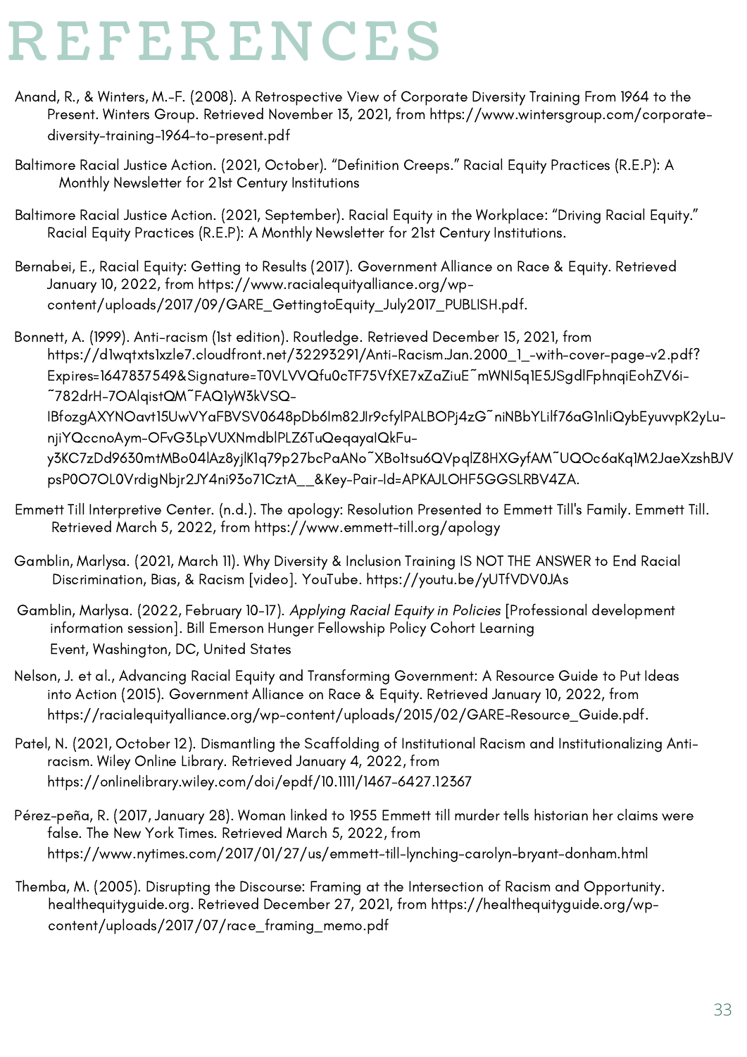# REFERENCES

Anand, R., & Winters, M.-F. (2008). A Retrospective View of Corporate Diversity Training From 1964 to the Present. Winters Group. Retrieved November 13, 2021, from https://www.wintersgroup.com/corporate-diversity-training-1964-to-present.pdf

Baltimore Racial Justice Action. (2021, October). "Definition Creeps." Racial Equity Practices (R.E.P): A Monthly Newsletter for 21st Century Institutions

Baltimore Racial Justice Action. (2021, September). Racial Equity in the Workplace: "Driving Racial Equity." Racial Equity Practices (R.E.P): A Monthly Newsletter for 21st Century Institutions.

Bernabei, E., Racial Equity: Getting to Results (2017). Government Alliance on Race & Equity. Retrieved January 10, 2022, from https://www.racialequityalliance.org/wp-content/uploads/2017/09/GARE_GettingtoEquity_July2017_PUBLISH.pdf.

Bonnett, A. (1999). Anti-racism (1st edition). Routledge. Retrieved December 15, 2021, from https://d1wqtxts1xzle7.cloudfront.net/32293291/Anti-Racism.Jan.2000_1_-with-cover-page-v2.pdf?Expires=1647837549&Signature=T0VLVVQfu0cTF75VfXE7xZaZiuE~mWNI5q1E5JSgdlFphnqiEohZV6i-~782drH-7OAlqistQM~FAQ1yW3kVSQ-lBfozgAXYNOavt15UwVYaFBVSV0648pDb6Im82Jlr9cfylPALBOPj4zG~niNBbYLilf76aG1nliQybEyuvvpK2yLu-njiYQccnoAym-OFvG3LpVUXNmdblPLZ6TuQeqayalQkFu-y3KC7zDd9630mtMBo04lAz8yjlK1q79p27bcPaANo~XBo1tsu6QVpqlZ8HXGyfAM~UQOc6aKq1M2JaeXzshBJVpsP0O7OL0VrdigNbjr2JY4ni93o71CztA__&Key-Pair-Id=APKAJLOHF5GGSLRBV4ZA.

Emmett Till Interpretive Center. (n.d.). The apology: Resolution Presented to Emmett Till's Family. Emmett Till. Retrieved March 5, 2022, from https://www.emmett-till.org/apology

Gamblin, Marlysa. (2021, March 11). Why Diversity & Inclusion Training IS NOT THE ANSWER to End Racial Discrimination, Bias, & Racism [video]. YouTube. https://youtu.be/yUTfVDV0JAs

Gamblin, Marlysa. (2022, February 10-17). *Applying Racial Equity in Policies* [Professional development information session]. Bill Emerson Hunger Fellowship Policy Cohort Learning Event, Washington, DC, United States

Nelson, J. et al., Advancing Racial Equity and Transforming Government: A Resource Guide to Put Ideas into Action (2015). Government Alliance on Race & Equity. Retrieved January 10, 2022, from https://racialequityalliance.org/wp-content/uploads/2015/02/GARE-Resource_Guide.pdf.

Patel, N. (2021, October 12). Dismantling the Scaffolding of Institutional Racism and Institutionalizing Anti-racism. Wiley Online Library. Retrieved January 4, 2022, from https://onlinelibrary.wiley.com/doi/epdf/10.1111/1467-6427.12367

Pérez-peña, R. (2017, January 28). Woman linked to 1955 Emmett till murder tells historian her claims were false. The New York Times. Retrieved March 5, 2022, from https://www.nytimes.com/2017/01/27/us/emmett-till-lynching-carolyn-bryant-donham.html

Themba, M. (2005). Disrupting the Discourse: Framing at the Intersection of Racism and Opportunity. healthequityguide.org. Retrieved December 27, 2021, from https://healthequityguide.org/wp-content/uploads/2017/07/race_framing_memo.pdf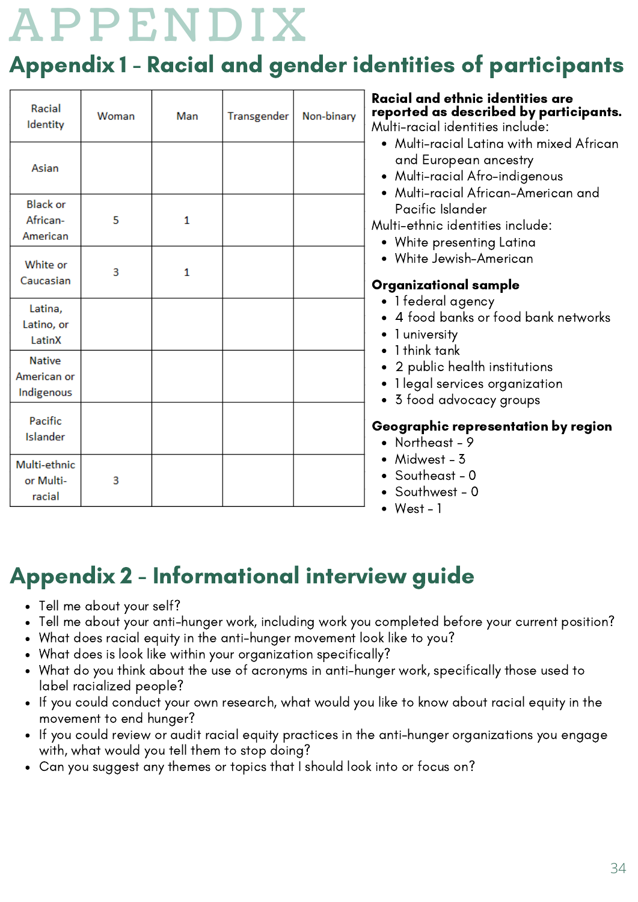# APPENDIX

## Appendix 1 - Racial and gender identities of participants

| Racial Identity | Woman | Man | Transgender | Non-binary |
|---|---|---|---|---|
| Asian | | | | |
| Black or African-American | 5 | 1 | | |
| White or Caucasian | 3 | 1 | | |
| Latina, Latino, or LatinX | | | | |
| Native American or Indigenous | | | | |
| Pacific Islander | | | | |
| Multi-ethnic or Multi-racial | 3 | | | |

**Racial and ethnic identities are reported as described by participants.**

Multi-racial identities include:

- Multi-racial Latina with mixed African and European ancestry
- Multi-racial Afro-indigenous
- Multi-racial African-American and Pacific Islander

Multi-ethnic identities include:

- White presenting Latina
- White Jewish-American

**Organizational sample**

- 1 federal agency
- 4 food banks or food bank networks
- 1 university
- 1 think tank
- 2 public health institutions
- 1 legal services organization
- 3 food advocacy groups

**Geographic representation by region**

- Northeast - 9
- Midwest - 3
- Southeast - 0
- Southwest - 0
- West - 1

## Appendix 2 - Informational interview guide

- Tell me about your self?
- Tell me about your anti-hunger work, including work you completed before your current position?
- What does racial equity in the anti-hunger movement look like to you?
- What does is look like within your organization specifically?
- What do you think about the use of acronyms in anti-hunger work, specifically those used to label racialized people?
- If you could conduct your own research, what would you like to know about racial equity in the movement to end hunger?
- If you could review or audit racial equity practices in the anti-hunger organizations you engage with, what would you tell them to stop doing?
- Can you suggest any themes or topics that I should look into or focus on?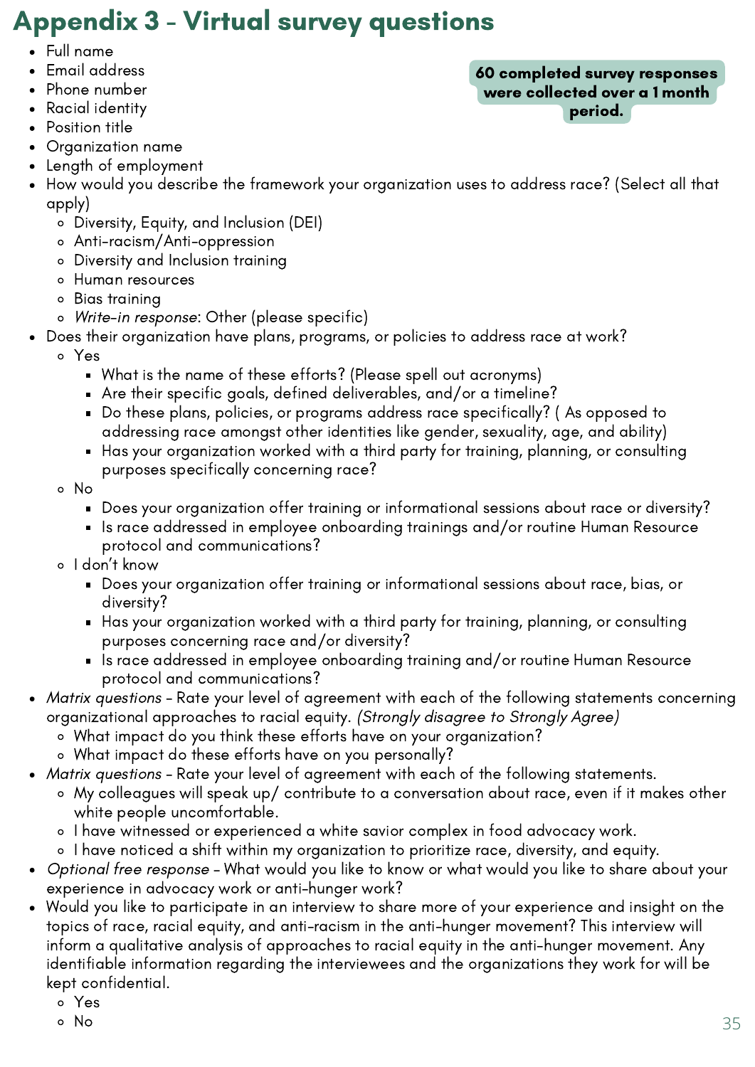# Appendix 3 - Virtual survey questions

**60 completed survey responses were collected over a 1 month period.**

- Full name
- Email address
- Phone number
- Racial identity
- Position title
- Organization name
- Length of employment
- How would you describe the framework your organization uses to address race? (Select all that apply)
  - Diversity, Equity, and Inclusion (DEI)
  - Anti-racism/Anti-oppression
  - Diversity and Inclusion training
  - Human resources
  - Bias training
  - *Write-in response*: Other (please specific)
- Does their organization have plans, programs, or policies to address race at work?
  - Yes
    - What is the name of these efforts? (Please spell out acronyms)
    - Are their specific goals, defined deliverables, and/or a timeline?
    - Do these plans, policies, or programs address race specifically? ( As opposed to addressing race amongst other identities like gender, sexuality, age, and ability)
    - Has your organization worked with a third party for training, planning, or consulting purposes specifically concerning race?
  - No
    - Does your organization offer training or informational sessions about race or diversity?
    - Is race addressed in employee onboarding trainings and/or routine Human Resource protocol and communications?
  - I don't know
    - Does your organization offer training or informational sessions about race, bias, or diversity?
    - Has your organization worked with a third party for training, planning, or consulting purposes concerning race and/or diversity?
    - Is race addressed in employee onboarding training and/or routine Human Resource protocol and communications?
- *Matrix questions* - Rate your level of agreement with each of the following statements concerning organizational approaches to racial equity. *(Strongly disagree to Strongly Agree)*
  - What impact do you think these efforts have on your organization?
  - What impact do these efforts have on you personally?
- *Matrix questions* - Rate your level of agreement with each of the following statements.
  - My colleagues will speak up/ contribute to a conversation about race, even if it makes other white people uncomfortable.
  - I have witnessed or experienced a white savior complex in food advocacy work.
  - I have noticed a shift within my organization to prioritize race, diversity, and equity.
- *Optional free response* - What would you like to know or what would you like to share about your experience in advocacy work or anti-hunger work?
- Would you like to participate in an interview to share more of your experience and insight on the topics of race, racial equity, and anti-racism in the anti-hunger movement? This interview will inform a qualitative analysis of approaches to racial equity in the anti-hunger movement. Any identifiable information regarding the interviewees and the organizations they work for will be kept confidential.
  - Yes
  - No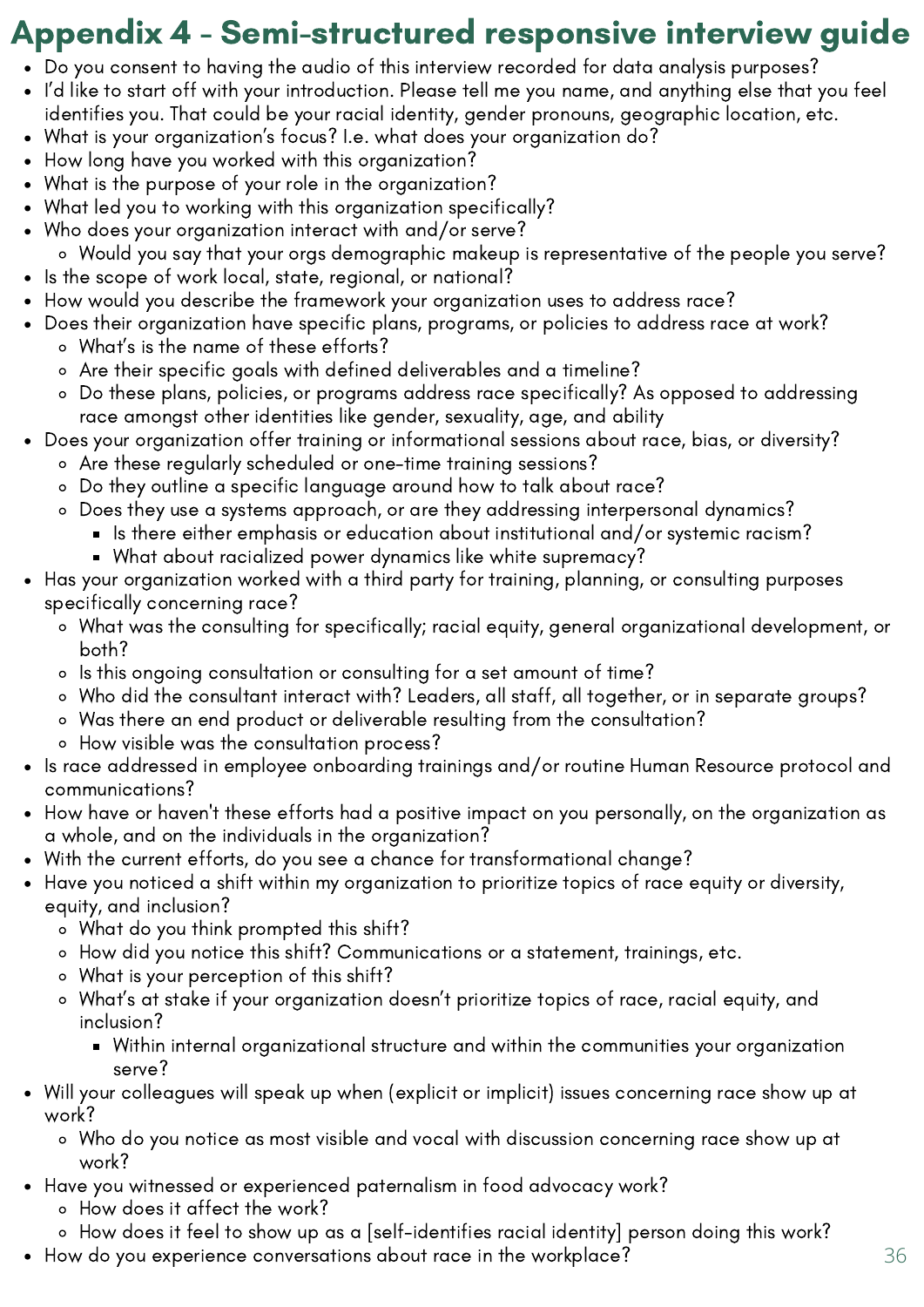# Appendix 4 - Semi-structured responsive interview guide

- Do you consent to having the audio of this interview recorded for data analysis purposes?
- I'd like to start off with your introduction. Please tell me you name, and anything else that you feel identifies you. That could be your racial identity, gender pronouns, geographic location, etc.
- What is your organization's focus? I.e. what does your organization do?
- How long have you worked with this organization?
- What is the purpose of your role in the organization?
- What led you to working with this organization specifically?
- Who does your organization interact with and/or serve?
  - Would you say that your orgs demographic makeup is representative of the people you serve?
- Is the scope of work local, state, regional, or national?
- How would you describe the framework your organization uses to address race?
- Does their organization have specific plans, programs, or policies to address race at work?
  - What's is the name of these efforts?
  - Are their specific goals with defined deliverables and a timeline?
  - Do these plans, policies, or programs address race specifically? As opposed to addressing race amongst other identities like gender, sexuality, age, and ability
- Does your organization offer training or informational sessions about race, bias, or diversity?
  - Are these regularly scheduled or one-time training sessions?
  - Do they outline a specific language around how to talk about race?
  - Does they use a systems approach, or are they addressing interpersonal dynamics?
    - Is there either emphasis or education about institutional and/or systemic racism?
    - What about racialized power dynamics like white supremacy?
- Has your organization worked with a third party for training, planning, or consulting purposes specifically concerning race?
  - What was the consulting for specifically; racial equity, general organizational development, or both?
  - Is this ongoing consultation or consulting for a set amount of time?
  - Who did the consultant interact with? Leaders, all staff, all together, or in separate groups?
  - Was there an end product or deliverable resulting from the consultation?
  - How visible was the consultation process?
- Is race addressed in employee onboarding trainings and/or routine Human Resource protocol and communications?
- How have or haven't these efforts had a positive impact on you personally, on the organization as a whole, and on the individuals in the organization?
- With the current efforts, do you see a chance for transformational change?
- Have you noticed a shift within my organization to prioritize topics of race equity or diversity, equity, and inclusion?
  - What do you think prompted this shift?
  - How did you notice this shift? Communications or a statement, trainings, etc.
  - What is your perception of this shift?
  - What's at stake if your organization doesn't prioritize topics of race, racial equity, and inclusion?
    - Within internal organizational structure and within the communities your organization serve?
- Will your colleagues will speak up when (explicit or implicit) issues concerning race show up at work?
  - Who do you notice as most visible and vocal with discussion concerning race show up at work?
- Have you witnessed or experienced paternalism in food advocacy work?
  - How does it affect the work?
  - How does it feel to show up as a [self-identifies racial identity] person doing this work?
- How do you experience conversations about race in the workplace?